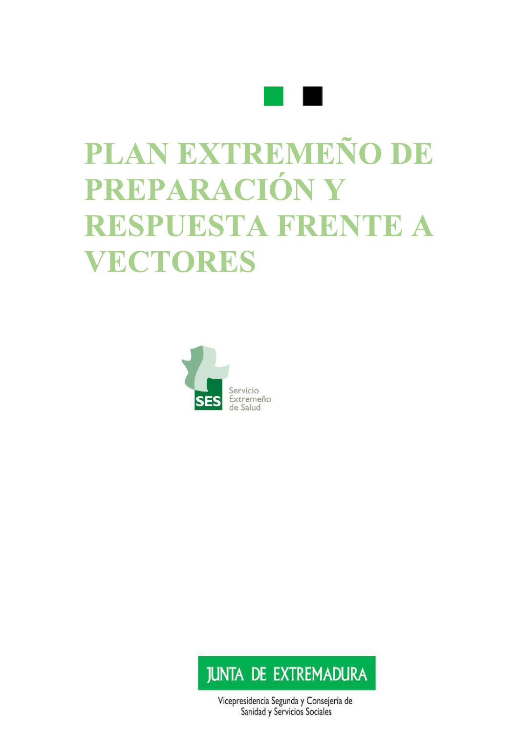# PLAN EXTREMEÑO DE PREPARACIÓN Y RESPUESTA FRENTE A VECTORES

Servicio Extremeño de Salud

SES

JUNTA DE EXTREMADURA

Vicepresidencia Segunda y Consejería de Sanidad y Servicios Sociales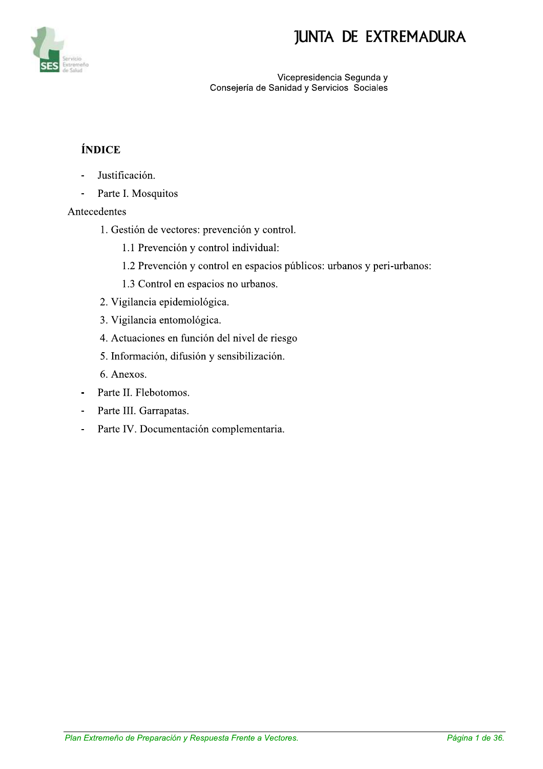## ÍNDICE

- Justificación.
- Parte I. Mosquitos

Antecedentes

1. Gestión de vectores: prevención y control.
   - 1.1 Prevención y control individual:
   - 1.2 Prevención y control en espacios públicos: urbanos y peri-urbanos:
   - 1.3 Control en espacios no urbanos.
2. Vigilancia epidemiológica.
3. Vigilancia entomológica.
4. Actuaciones en función del nivel de riesgo
5. Información, difusión y sensibilización.
6. Anexos.

- Parte II. Flebotomos.
- Parte III. Garrapatas.
- Parte IV. Documentación complementaria.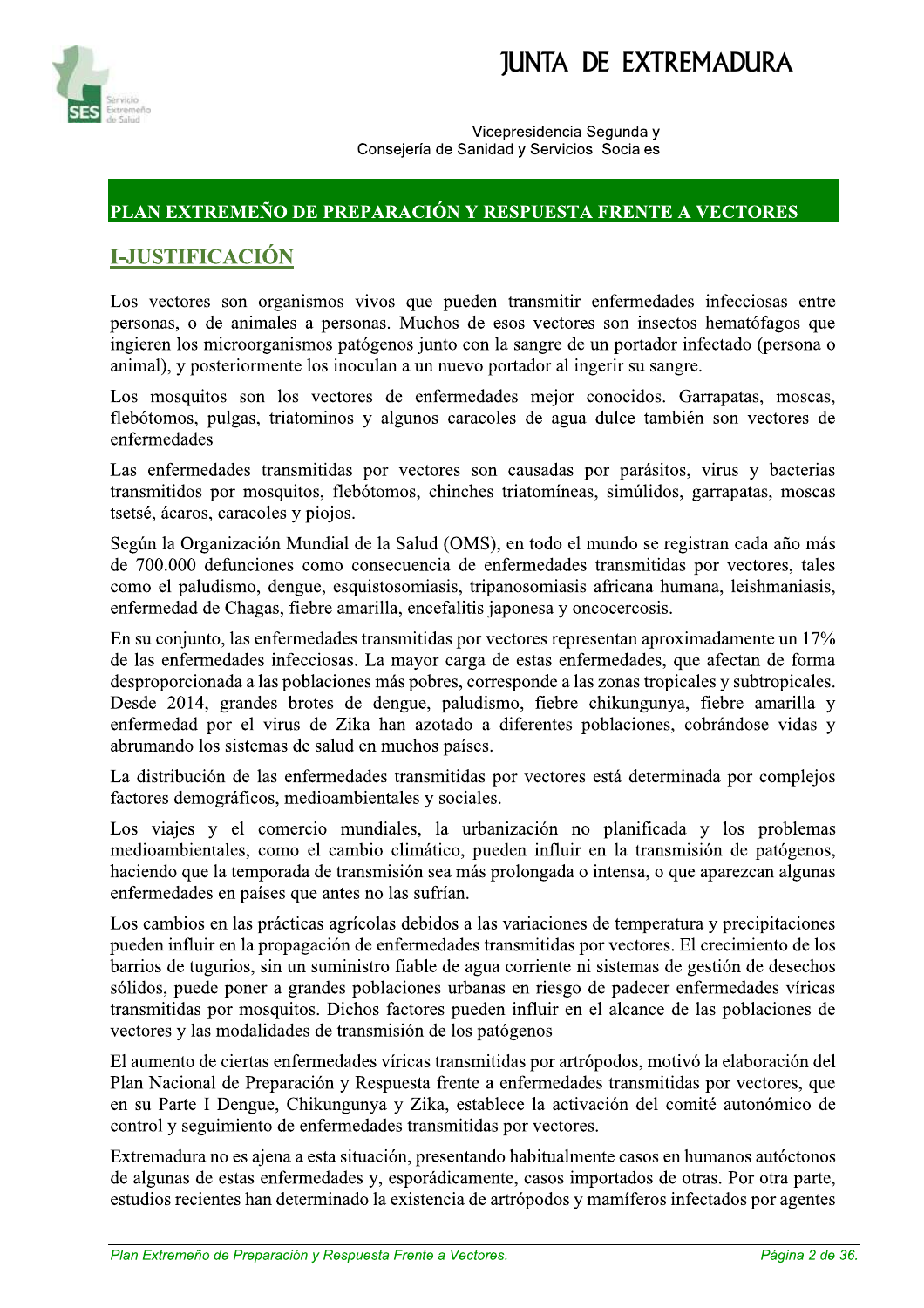## PLAN EXTREMEÑO DE PREPARACIÓN Y RESPUESTA FRENTE A VECTORES

## I-JUSTIFICACIÓN

Los vectores son organismos vivos que pueden transmitir enfermedades infecciosas entre personas, o de animales a personas. Muchos de esos vectores son insectos hematófagos que ingieren los microorganismos patógenos junto con la sangre de un portador infectado (persona o animal), y posteriormente los inoculan a un nuevo portador al ingerir su sangre.

Los mosquitos son los vectores de enfermedades mejor conocidos. Garrapatas, moscas, flebótomos, pulgas, triatominos y algunos caracoles de agua dulce también son vectores de enfermedades

Las enfermedades transmitidas por vectores son causadas por parásitos, virus y bacterias transmitidos por mosquitos, flebótomos, chinches triatomíneas, simúlidos, garrapatas, moscas tsetsé, ácaros, caracoles y piojos.

Según la Organización Mundial de la Salud (OMS), en todo el mundo se registran cada año más de 700.000 defunciones como consecuencia de enfermedades transmitidas por vectores, tales como el paludismo, dengue, esquistosomiasis, tripanosomiasis africana humana, leishmaniasis, enfermedad de Chagas, fiebre amarilla, encefalitis japonesa y oncocercosis.

En su conjunto, las enfermedades transmitidas por vectores representan aproximadamente un 17% de las enfermedades infecciosas. La mayor carga de estas enfermedades, que afectan de forma desproporcionada a las poblaciones más pobres, corresponde a las zonas tropicales y subtropicales. Desde 2014, grandes brotes de dengue, paludismo, fiebre chikungunya, fiebre amarilla y enfermedad por el virus de Zika han azotado a diferentes poblaciones, cobrándose vidas y abrumando los sistemas de salud en muchos países.

La distribución de las enfermedades transmitidas por vectores está determinada por complejos factores demográficos, medioambientales y sociales.

Los viajes y el comercio mundiales, la urbanización no planificada y los problemas medioambientales, como el cambio climático, pueden influir en la transmisión de patógenos, haciendo que la temporada de transmisión sea más prolongada o intensa, o que aparezcan algunas enfermedades en países que antes no las sufrían.

Los cambios en las prácticas agrícolas debidos a las variaciones de temperatura y precipitaciones pueden influir en la propagación de enfermedades transmitidas por vectores. El crecimiento de los barrios de tugurios, sin un suministro fiable de agua corriente ni sistemas de gestión de desechos sólidos, puede poner a grandes poblaciones urbanas en riesgo de padecer enfermedades víricas transmitidas por mosquitos. Dichos factores pueden influir en el alcance de las poblaciones de vectores y las modalidades de transmisión de los patógenos

El aumento de ciertas enfermedades víricas transmitidas por artrópodos, motivó la elaboración del Plan Nacional de Preparación y Respuesta frente a enfermedades transmitidas por vectores, que en su Parte I Dengue, Chikungunya y Zika, establece la activación del comité autonómico de control y seguimiento de enfermedades transmitidas por vectores.

Extremadura no es ajena a esta situación, presentando habitualmente casos en humanos autóctonos de algunas de estas enfermedades y, esporádicamente, casos importados de otras. Por otra parte, estudios recientes han determinado la existencia de artrópodos y mamíferos infectados por agentes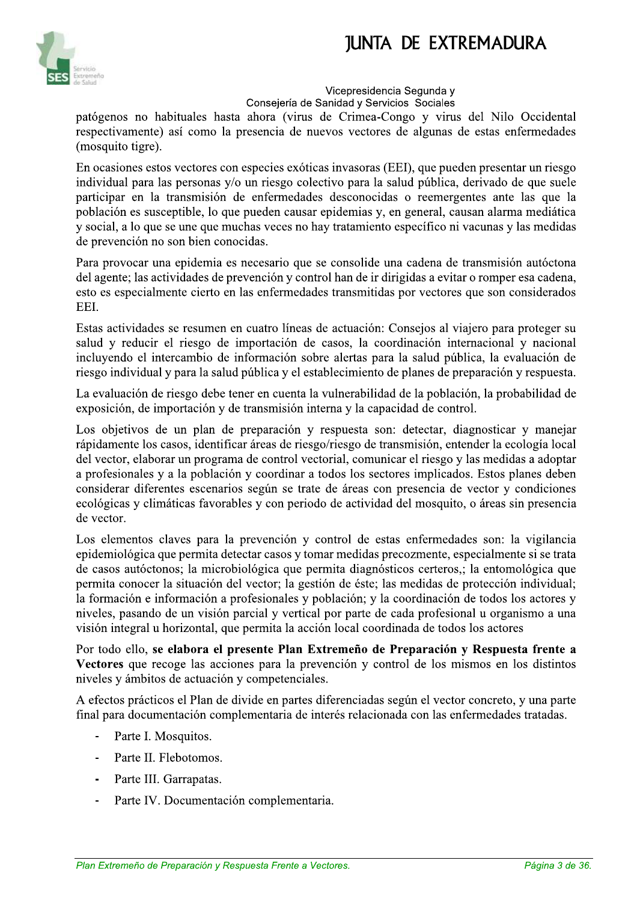patógenos no habituales hasta ahora (virus de Crimea-Congo y virus del Nilo Occidental respectivamente) así como la presencia de nuevos vectores de algunas de estas enfermedades (mosquito tigre).

En ocasiones estos vectores con especies exóticas invasoras (EEI), que pueden presentar un riesgo individual para las personas y/o un riesgo colectivo para la salud pública, derivado de que suele participar en la transmisión de enfermedades desconocidas o reemergentes ante las que la población es susceptible, lo que pueden causar epidemias y, en general, causan alarma mediática y social, a lo que se une que muchas veces no hay tratamiento específico ni vacunas y las medidas de prevención no son bien conocidas.

Para provocar una epidemia es necesario que se consolide una cadena de transmisión autóctona del agente; las actividades de prevención y control han de ir dirigidas a evitar o romper esa cadena, esto es especialmente cierto en las enfermedades transmitidas por vectores que son considerados EEI.

Estas actividades se resumen en cuatro líneas de actuación: Consejos al viajero para proteger su salud y reducir el riesgo de importación de casos, la coordinación internacional y nacional incluyendo el intercambio de información sobre alertas para la salud pública, la evaluación de riesgo individual y para la salud pública y el establecimiento de planes de preparación y respuesta.

La evaluación de riesgo debe tener en cuenta la vulnerabilidad de la población, la probabilidad de exposición, de importación y de transmisión interna y la capacidad de control.

Los objetivos de un plan de preparación y respuesta son: detectar, diagnosticar y manejar rápidamente los casos, identificar áreas de riesgo/riesgo de transmisión, entender la ecología local del vector, elaborar un programa de control vectorial, comunicar el riesgo y las medidas a adoptar a profesionales y a la población y coordinar a todos los sectores implicados. Estos planes deben considerar diferentes escenarios según se trate de áreas con presencia de vector y condiciones ecológicas y climáticas favorables y con periodo de actividad del mosquito, o áreas sin presencia de vector.

Los elementos claves para la prevención y control de estas enfermedades son: la vigilancia epidemiológica que permita detectar casos y tomar medidas precozmente, especialmente si se trata de casos autóctonos; la microbiológica que permita diagnósticos certeros,; la entomológica que permita conocer la situación del vector; la gestión de éste; las medidas de protección individual; la formación e información a profesionales y población; y la coordinación de todos los actores y niveles, pasando de un visión parcial y vertical por parte de cada profesional u organismo a una visión integral u horizontal, que permita la acción local coordinada de todos los actores

Por todo ello, **se elabora el presente Plan Extremeño de Preparación y Respuesta frente a Vectores** que recoge las acciones para la prevención y control de los mismos en los distintos niveles y ámbitos de actuación y competenciales.

A efectos prácticos el Plan de divide en partes diferenciadas según el vector concreto, y una parte final para documentación complementaria de interés relacionada con las enfermedades tratadas.

- Parte I. Mosquitos.
- Parte II. Flebotomos.
- Parte III. Garrapatas.
- Parte IV. Documentación complementaria.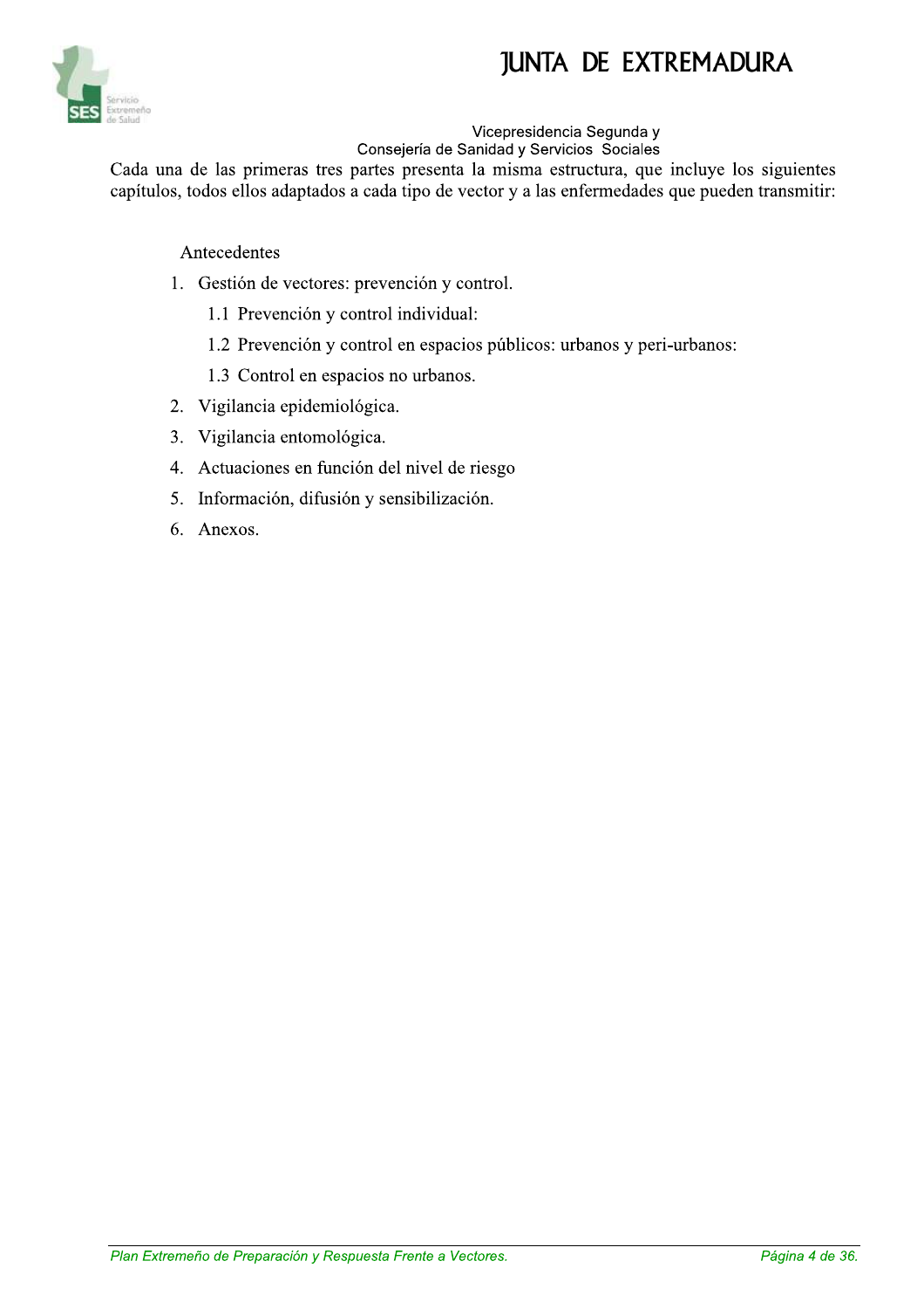Cada una de las primeras tres partes presenta la misma estructura, que incluye los siguientes capítulos, todos ellos adaptados a cada tipo de vector y a las enfermedades que pueden transmitir:

Antecedentes

1. Gestión de vectores: prevención y control.
   - 1.1 Prevención y control individual:
   - 1.2 Prevención y control en espacios públicos: urbanos y peri-urbanos:
   - 1.3 Control en espacios no urbanos.
2. Vigilancia epidemiológica.
3. Vigilancia entomológica.
4. Actuaciones en función del nivel de riesgo
5. Información, difusión y sensibilización.
6. Anexos.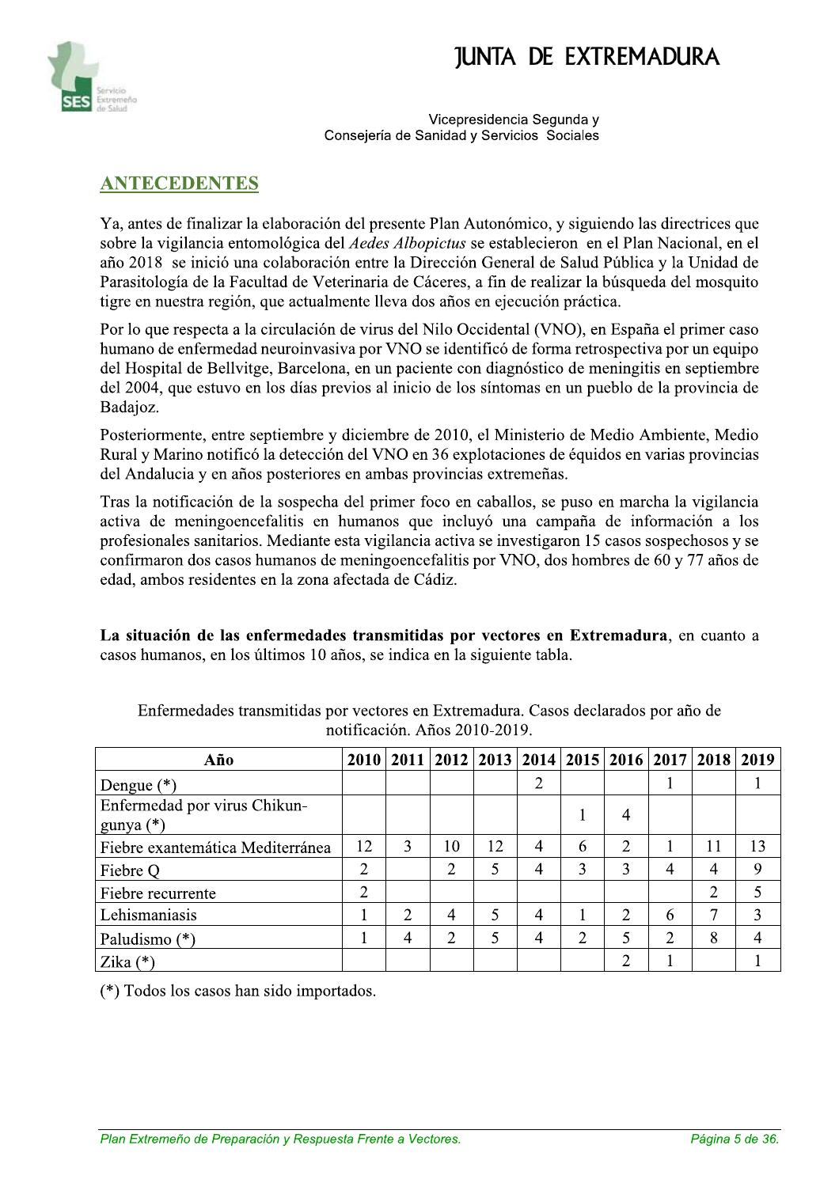## ANTECEDENTES

Ya, antes de finalizar la elaboración del presente Plan Autonómico, y siguiendo las directrices que sobre la vigilancia entomológica del *Aedes Albopictus* se establecieron en el Plan Nacional, en el año 2018 se inició una colaboración entre la Dirección General de Salud Pública y la Unidad de Parasitología de la Facultad de Veterinaria de Cáceres, a fin de realizar la búsqueda del mosquito tigre en nuestra región, que actualmente lleva dos años en ejecución práctica.

Por lo que respecta a la circulación de virus del Nilo Occidental (VNO), en España el primer caso humano de enfermedad neuroinvasiva por VNO se identificó de forma retrospectiva por un equipo del Hospital de Bellvitge, Barcelona, en un paciente con diagnóstico de meningitis en septiembre del 2004, que estuvo en los días previos al inicio de los síntomas en un pueblo de la provincia de Badajoz.

Posteriormente, entre septiembre y diciembre de 2010, el Ministerio de Medio Ambiente, Medio Rural y Marino notificó la detección del VNO en 36 explotaciones de équidos en varias provincias del Andalucia y en años posteriores en ambas provincias extremeñas.

Tras la notificación de la sospecha del primer foco en caballos, se puso en marcha la vigilancia activa de meningoencefalitis en humanos que incluyó una campaña de información a los profesionales sanitarios. Mediante esta vigilancia activa se investigaron 15 casos sospechosos y se confirmaron dos casos humanos de meningoencefalitis por VNO, dos hombres de 60 y 77 años de edad, ambos residentes en la zona afectada de Cádiz.

**La situación de las enfermedades transmitidas por vectores en Extremadura**, en cuanto a casos humanos, en los últimos 10 años, se indica en la siguiente tabla.

Enfermedades transmitidas por vectores en Extremadura. Casos declarados por año de notificación. Años 2010-2019.

| Año | 2010 | 2011 | 2012 | 2013 | 2014 | 2015 | 2016 | 2017 | 2018 | 2019 |
|---|---|---|---|---|---|---|---|---|---|---|
| Dengue (*) | | | | | 2 | | | 1 | | 1 |
| Enfermedad por virus Chikun-gunya (*) | | | | | | 1 | 4 | | | |
| Fiebre exantemática Mediterránea | 12 | 3 | 10 | 12 | 4 | 6 | 2 | 1 | 11 | 13 |
| Fiebre Q | 2 | | 2 | 5 | 4 | 3 | 3 | 4 | 4 | 9 |
| Fiebre recurrente | 2 | | | | | | | | 2 | 5 |
| Lehismaniasis | 1 | 2 | 4 | 5 | 4 | 1 | 2 | 6 | 7 | 3 |
| Paludismo (*) | 1 | 4 | 2 | 5 | 4 | 2 | 5 | 2 | 8 | 4 |
| Zika (*) | | | | | | | 2 | 1 | | 1 |

(*) Todos los casos han sido importados.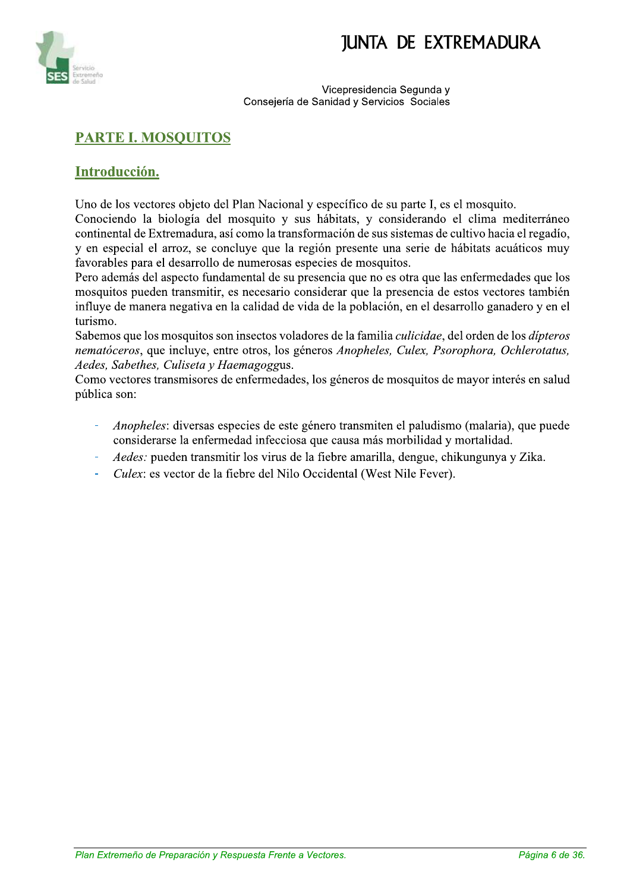## PARTE I. MOSQUITOS

### Introducción.

Uno de los vectores objeto del Plan Nacional y específico de su parte I, es el mosquito.
Conociendo la biología del mosquito y sus hábitats, y considerando el clima mediterráneo continental de Extremadura, así como la transformación de sus sistemas de cultivo hacia el regadío, y en especial el arroz, se concluye que la región presente una serie de hábitats acuáticos muy favorables para el desarrollo de numerosas especies de mosquitos.
Pero además del aspecto fundamental de su presencia que no es otra que las enfermedades que los mosquitos pueden transmitir, es necesario considerar que la presencia de estos vectores también influye de manera negativa en la calidad de vida de la población, en el desarrollo ganadero y en el turismo.
Sabemos que los mosquitos son insectos voladores de la familia *culicidae*, del orden de los *dípteros nematóceros*, que incluye, entre otros, los géneros *Anopheles, Culex, Psorophora, Ochlerotatus, Aedes, Sabethes, Culiseta y Haemagogg*us.
Como vectores transmisores de enfermedades, los géneros de mosquitos de mayor interés en salud pública son:

- *Anopheles*: diversas especies de este género transmiten el paludismo (malaria), que puede considerarse la enfermedad infecciosa que causa más morbilidad y mortalidad.
- *Aedes:* pueden transmitir los virus de la fiebre amarilla, dengue, chikungunya y Zika.
- *Culex*: es vector de la fiebre del Nilo Occidental (West Nile Fever).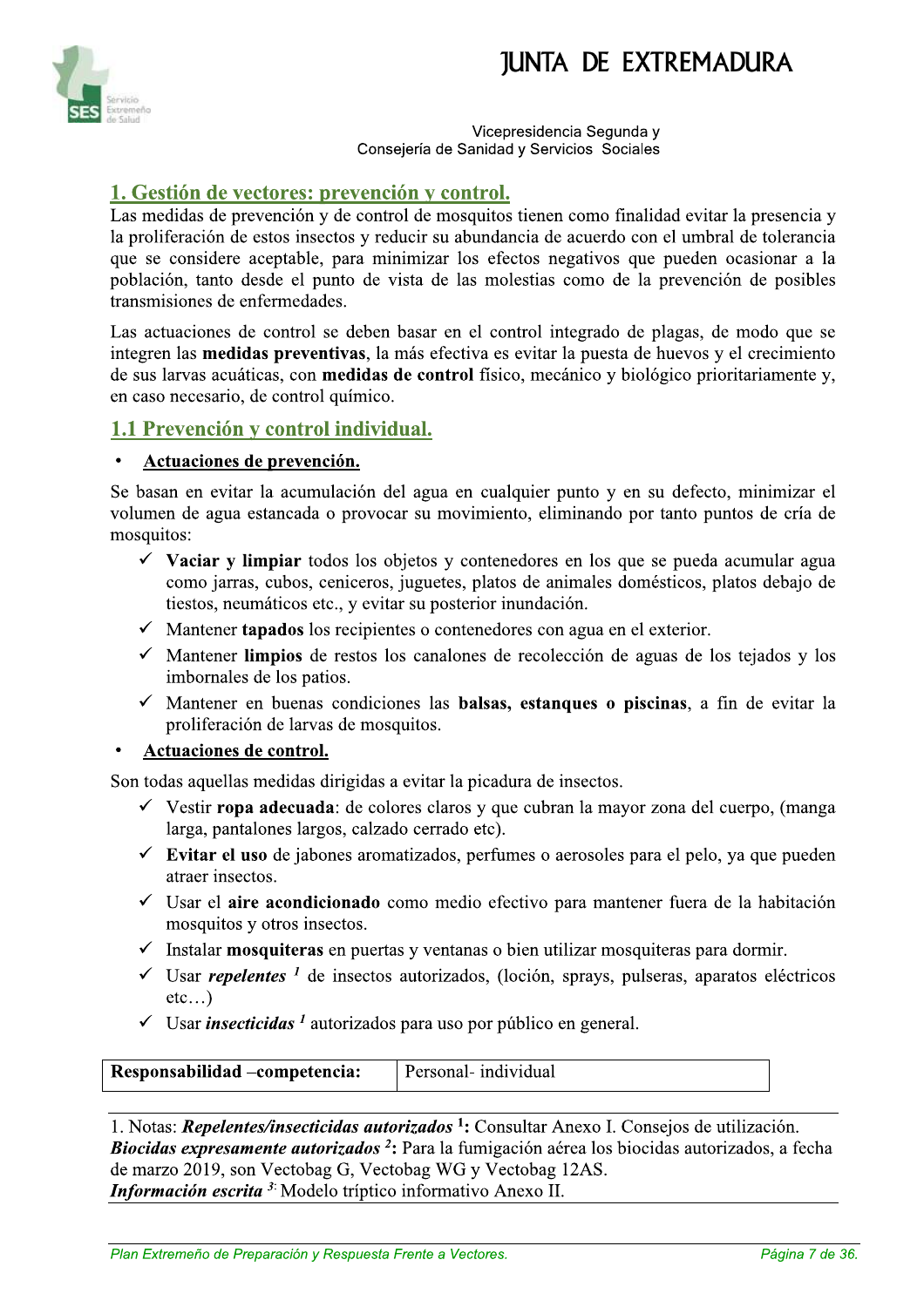## 1. Gestión de vectores: prevención y control.

Las medidas de prevención y de control de mosquitos tienen como finalidad evitar la presencia y la proliferación de estos insectos y reducir su abundancia de acuerdo con el umbral de tolerancia que se considere aceptable, para minimizar los efectos negativos que pueden ocasionar a la población, tanto desde el punto de vista de las molestias como de la prevención de posibles transmisiones de enfermedades.

Las actuaciones de control se deben basar en el control integrado de plagas, de modo que se integren las **medidas preventivas**, la más efectiva es evitar la puesta de huevos y el crecimiento de sus larvas acuáticas, con **medidas de control** físico, mecánico y biológico prioritariamente y, en caso necesario, de control químico.

### 1.1 Prevención y control individual.

- **Actuaciones de prevención.**

Se basan en evitar la acumulación del agua en cualquier punto y en su defecto, minimizar el volumen de agua estancada o provocar su movimiento, eliminando por tanto puntos de cría de mosquitos:

- ✓ **Vaciar y limpiar** todos los objetos y contenedores en los que se pueda acumular agua como jarras, cubos, ceniceros, juguetes, platos de animales domésticos, platos debajo de tiestos, neumáticos etc., y evitar su posterior inundación.
- ✓ Mantener **tapados** los recipientes o contenedores con agua en el exterior.
- ✓ Mantener **limpios** de restos los canalones de recolección de aguas de los tejados y los imbornales de los patios.
- ✓ Mantener en buenas condiciones las **balsas, estanques o piscinas**, a fin de evitar la proliferación de larvas de mosquitos.

- **Actuaciones de control.**

Son todas aquellas medidas dirigidas a evitar la picadura de insectos.

- ✓ Vestir **ropa adecuada**: de colores claros y que cubran la mayor zona del cuerpo, (manga larga, pantalones largos, calzado cerrado etc).
- ✓ **Evitar el uso** de jabones aromatizados, perfumes o aerosoles para el pelo, ya que pueden atraer insectos.
- ✓ Usar el **aire acondicionado** como medio efectivo para mantener fuera de la habitación mosquitos y otros insectos.
- ✓ Instalar **mosquiteras** en puertas y ventanas o bien utilizar mosquiteras para dormir.
- ✓ Usar ***repelentes*** [1] de insectos autorizados, (loción, sprays, pulseras, aparatos eléctricos etc…)
- ✓ Usar ***insecticidas*** [1] autorizados para uso por público en general.

| **Responsabilidad –competencia:** | Personal- individual |
|---|---|

1. Notas: ***Repelentes/insecticidas autorizados*** **[1]:** Consultar Anexo I. Consejos de utilización.
***Biocidas expresamente autorizados*** **[2]:** Para la fumigación aérea los biocidas autorizados, a fecha de marzo 2019, son Vectobag G, Vectobag WG y Vectobag 12AS.
***Información escrita*** [3]: Modelo tríptico informativo Anexo II.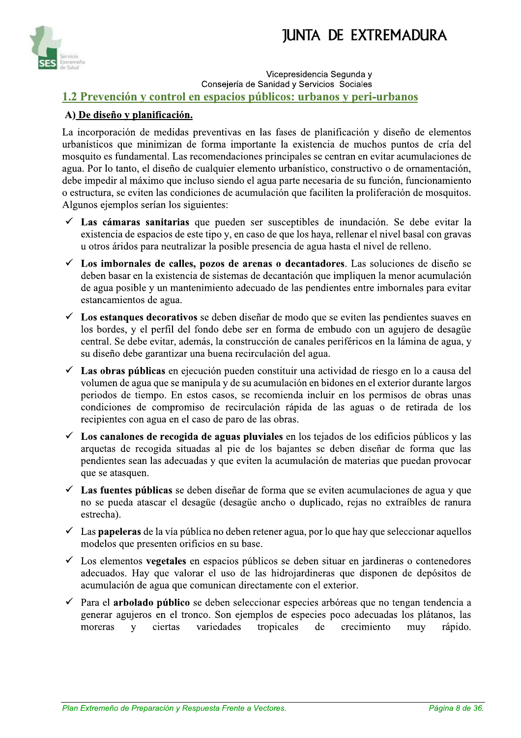## 1.2 Prevención y control en espacios públicos: urbanos y peri-urbanos

### A) De diseño y planificación.

La incorporación de medidas preventivas en las fases de planificación y diseño de elementos urbanísticos que minimizan de forma importante la existencia de muchos puntos de cría del mosquito es fundamental. Las recomendaciones principales se centran en evitar acumulaciones de agua. Por lo tanto, el diseño de cualquier elemento urbanístico, constructivo o de ornamentación, debe impedir al máximo que incluso siendo el agua parte necesaria de su función, funcionamiento o estructura, se eviten las condiciones de acumulación que faciliten la proliferación de mosquitos. Algunos ejemplos serían los siguientes:

- ✓ **Las cámaras sanitarias** que pueden ser susceptibles de inundación. Se debe evitar la existencia de espacios de este tipo y, en caso de que los haya, rellenar el nivel basal con gravas u otros áridos para neutralizar la posible presencia de agua hasta el nivel de relleno.
- ✓ **Los imbornales de calles, pozos de arenas o decantadores**. Las soluciones de diseño se deben basar en la existencia de sistemas de decantación que impliquen la menor acumulación de agua posible y un mantenimiento adecuado de las pendientes entre imbornales para evitar estancamientos de agua.
- ✓ **Los estanques decorativos** se deben diseñar de modo que se eviten las pendientes suaves en los bordes, y el perfil del fondo debe ser en forma de embudo con un agujero de desagüe central. Se debe evitar, además, la construcción de canales periféricos en la lámina de agua, y su diseño debe garantizar una buena recirculación del agua.
- ✓ **Las obras públicas** en ejecución pueden constituir una actividad de riesgo en lo a causa del volumen de agua que se manipula y de su acumulación en bidones en el exterior durante largos periodos de tiempo. En estos casos, se recomienda incluir en los permisos de obras unas condiciones de compromiso de recirculación rápida de las aguas o de retirada de los recipientes con agua en el caso de paro de las obras.
- ✓ **Los canalones de recogida de aguas pluviales** en los tejados de los edificios públicos y las arquetas de recogida situadas al pie de los bajantes se deben diseñar de forma que las pendientes sean las adecuadas y que eviten la acumulación de materias que puedan provocar que se atasquen.
- ✓ **Las fuentes públicas** se deben diseñar de forma que se eviten acumulaciones de agua y que no se pueda atascar el desagüe (desagüe ancho o duplicado, rejas no extraíbles de ranura estrecha).
- ✓ Las **papeleras** de la vía pública no deben retener agua, por lo que hay que seleccionar aquellos modelos que presenten orificios en su base.
- ✓ Los elementos **vegetales** en espacios públicos se deben situar en jardineras o contenedores adecuados. Hay que valorar el uso de las hidrojardineras que disponen de depósitos de acumulación de agua que comunican directamente con el exterior.
- ✓ Para el **arbolado público** se deben seleccionar especies arbóreas que no tengan tendencia a generar agujeros en el tronco. Son ejemplos de especies poco adecuadas los plátanos, las moreras y ciertas variedades tropicales de crecimiento muy rápido.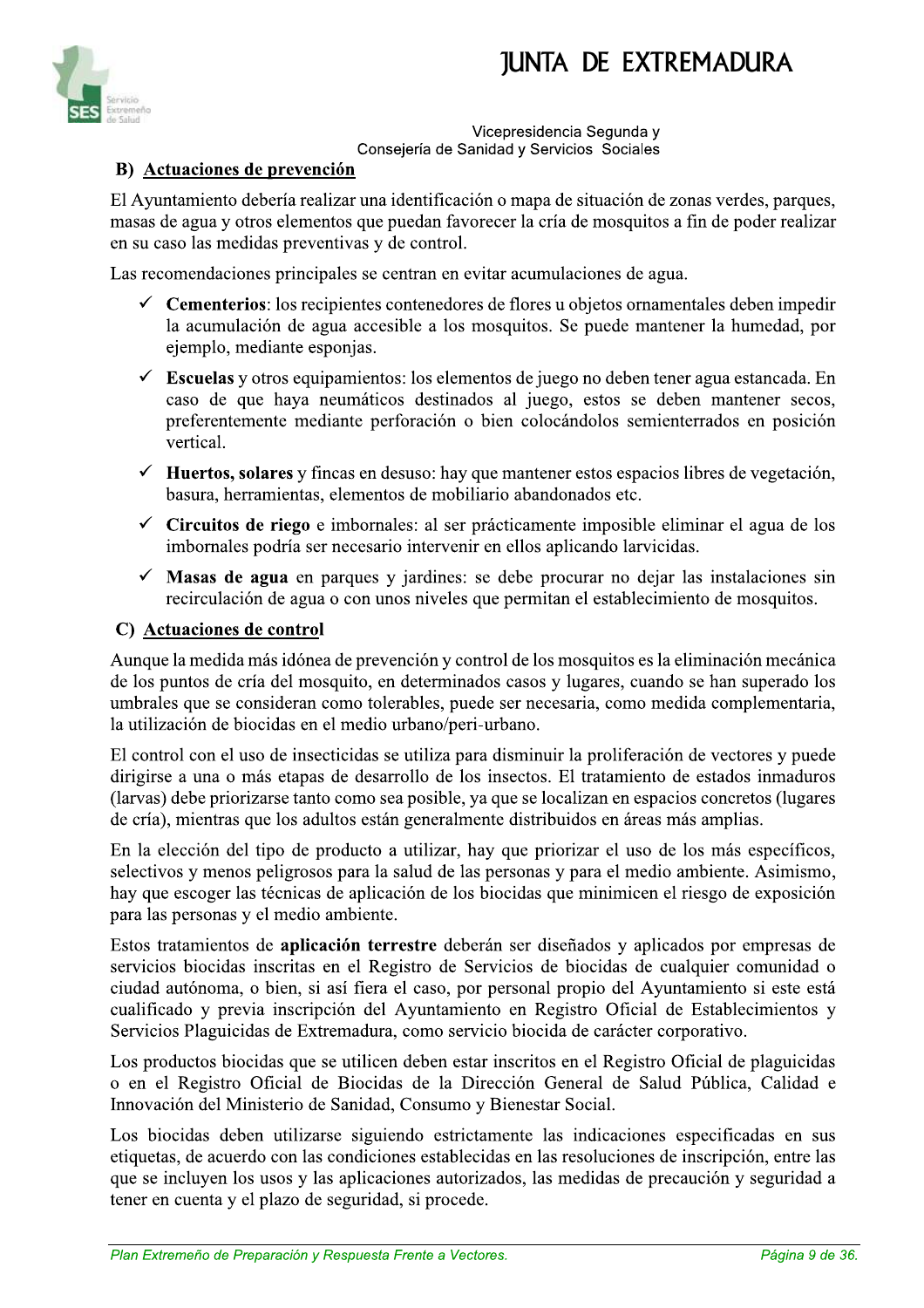## B) Actuaciones de prevención

El Ayuntamiento debería realizar una identificación o mapa de situación de zonas verdes, parques, masas de agua y otros elementos que puedan favorecer la cría de mosquitos a fin de poder realizar en su caso las medidas preventivas y de control.

Las recomendaciones principales se centran en evitar acumulaciones de agua.

- ✓ **Cementerios**: los recipientes contenedores de flores u objetos ornamentales deben impedir la acumulación de agua accesible a los mosquitos. Se puede mantener la humedad, por ejemplo, mediante esponjas.
- ✓ **Escuelas** y otros equipamientos: los elementos de juego no deben tener agua estancada. En caso de que haya neumáticos destinados al juego, estos se deben mantener secos, preferentemente mediante perforación o bien colocándolos semienterrados en posición vertical.
- ✓ **Huertos, solares** y fincas en desuso: hay que mantener estos espacios libres de vegetación, basura, herramientas, elementos de mobiliario abandonados etc.
- ✓ **Circuitos de riego** e imbornales: al ser prácticamente imposible eliminar el agua de los imbornales podría ser necesario intervenir en ellos aplicando larvicidas.
- ✓ **Masas de agua** en parques y jardines: se debe procurar no dejar las instalaciones sin recirculación de agua o con unos niveles que permitan el establecimiento de mosquitos.

## C) Actuaciones de control

Aunque la medida más idónea de prevención y control de los mosquitos es la eliminación mecánica de los puntos de cría del mosquito, en determinados casos y lugares, cuando se han superado los umbrales que se consideran como tolerables, puede ser necesaria, como medida complementaria, la utilización de biocidas en el medio urbano/peri-urbano.

El control con el uso de insecticidas se utiliza para disminuir la proliferación de vectores y puede dirigirse a una o más etapas de desarrollo de los insectos. El tratamiento de estados inmaduros (larvas) debe priorizarse tanto como sea posible, ya que se localizan en espacios concretos (lugares de cría), mientras que los adultos están generalmente distribuidos en áreas más amplias.

En la elección del tipo de producto a utilizar, hay que priorizar el uso de los más específicos, selectivos y menos peligrosos para la salud de las personas y para el medio ambiente. Asimismo, hay que escoger las técnicas de aplicación de los biocidas que minimicen el riesgo de exposición para las personas y el medio ambiente.

Estos tratamientos de **aplicación terrestre** deberán ser diseñados y aplicados por empresas de servicios biocidas inscritas en el Registro de Servicios de biocidas de cualquier comunidad o ciudad autónoma, o bien, si así fiera el caso, por personal propio del Ayuntamiento si este está cualificado y previa inscripción del Ayuntamiento en Registro Oficial de Establecimientos y Servicios Plaguicidas de Extremadura, como servicio biocida de carácter corporativo.

Los productos biocidas que se utilicen deben estar inscritos en el Registro Oficial de plaguicidas o en el Registro Oficial de Biocidas de la Dirección General de Salud Pública, Calidad e Innovación del Ministerio de Sanidad, Consumo y Bienestar Social.

Los biocidas deben utilizarse siguiendo estrictamente las indicaciones especificadas en sus etiquetas, de acuerdo con las condiciones establecidas en las resoluciones de inscripción, entre las que se incluyen los usos y las aplicaciones autorizados, las medidas de precaución y seguridad a tener en cuenta y el plazo de seguridad, si procede.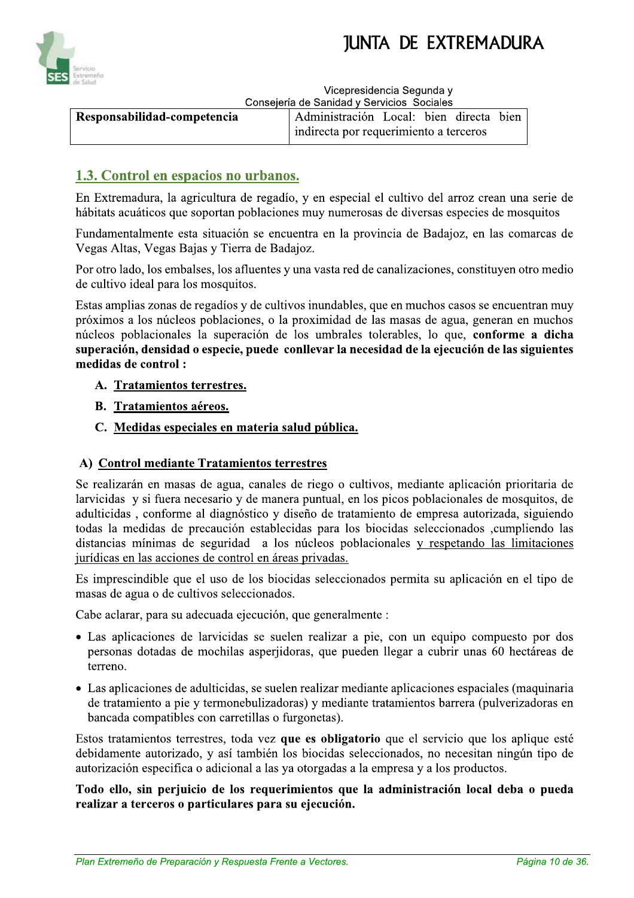| Responsabilidad-competencia | Administración Local: bien directa bien indirecta por requerimiento a terceros |
|---|---|

## 1.3. Control en espacios no urbanos.

En Extremadura, la agricultura de regadío, y en especial el cultivo del arroz crean una serie de hábitats acuáticos que soportan poblaciones muy numerosas de diversas especies de mosquitos

Fundamentalmente esta situación se encuentra en la provincia de Badajoz, en las comarcas de Vegas Altas, Vegas Bajas y Tierra de Badajoz.

Por otro lado, los embalses, los afluentes y una vasta red de canalizaciones, constituyen otro medio de cultivo ideal para los mosquitos.

Estas amplias zonas de regadíos y de cultivos inundables, que en muchos casos se encuentran muy próximos a los núcleos poblacionales, o la proximidad de las masas de agua, generan en muchos núcleos poblacionales la superación de los umbrales tolerables, lo que, **conforme a dicha superación, densidad o especie, puede conllevar la necesidad de la ejecución de las siguientes medidas de control :**

**A. Tratamientos terrestres.**

**B. Tratamientos aéreos.**

**C. Medidas especiales en materia salud pública.**

### A) Control mediante Tratamientos terrestres

Se realizarán en masas de agua, canales de riego o cultivos, mediante aplicación prioritaria de larvicidas y si fuera necesario y de manera puntual, en los picos poblacionales de mosquitos, de adulticidas , conforme al diagnóstico y diseño de tratamiento de empresa autorizada, siguiendo todas la medidas de precaución establecidas para los biocidas seleccionados ,cumpliendo las distancias mínimas de seguridad a los núcleos poblacionales y respetando las limitaciones jurídicas en las acciones de control en áreas privadas.

Es imprescindible que el uso de los biocidas seleccionados permita su aplicación en el tipo de masas de agua o de cultivos seleccionados.

Cabe aclarar, para su adecuada ejecución, que generalmente :

- Las aplicaciones de larvicidas se suelen realizar a pie, con un equipo compuesto por dos personas dotadas de mochilas asperjidoras, que pueden llegar a cubrir unas 60 hectáreas de terreno.
- Las aplicaciones de adulticidas, se suelen realizar mediante aplicaciones espaciales (maquinaria de tratamiento a pie y termonebulizadoras) y mediante tratamientos barrera (pulverizadoras en bancada compatibles con carretillas o furgonetas).

Estos tratamientos terrestres, toda vez **que es obligatorio** que el servicio que los aplique esté debidamente autorizado, y así también los biocidas seleccionados, no necesitan ningún tipo de autorización especifica o adicional a las ya otorgadas a la empresa y a los productos.

**Todo ello, sin perjuicio de los requerimientos que la administración local deba o pueda realizar a terceros o particulares para su ejecución.**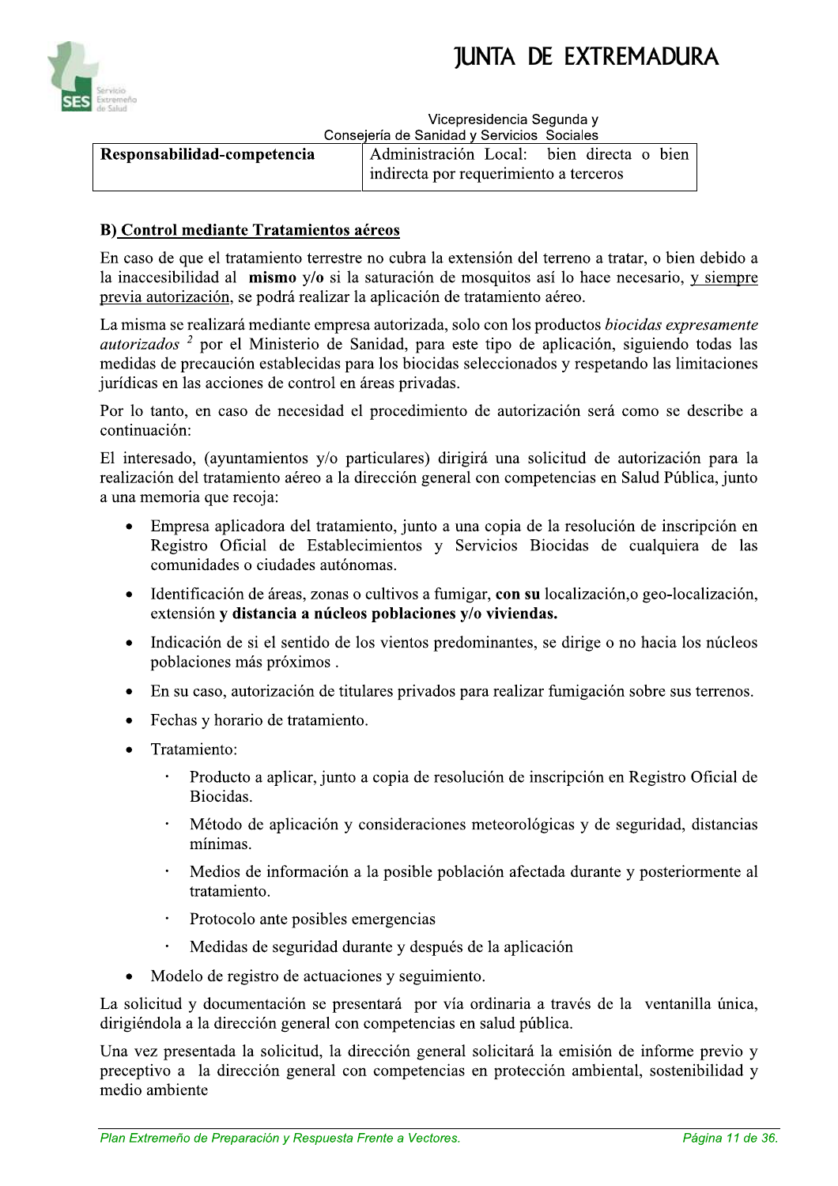| Responsabilidad-competencia | Administración Local: bien directa o bien indirecta por requerimiento a terceros |
|---|---|

**B) Control mediante Tratamientos aéreos**

En caso de que el tratamiento terrestre no cubra la extensión del terreno a tratar, o bien debido a la inaccesibilidad al **mismo** y/**o** si la saturación de mosquitos así lo hace necesario, y siempre previa autorización, se podrá realizar la aplicación de tratamiento aéreo.

La misma se realizará mediante empresa autorizada, solo con los productos *biocidas expresamente autorizados* [2] por el Ministerio de Sanidad, para este tipo de aplicación, siguiendo todas las medidas de precaución establecidas para los biocidas seleccionados y respetando las limitaciones jurídicas en las acciones de control en áreas privadas.

Por lo tanto, en caso de necesidad el procedimiento de autorización será como se describe a continuación:

El interesado, (ayuntamientos y/o particulares) dirigirá una solicitud de autorización para la realización del tratamiento aéreo a la dirección general con competencias en Salud Pública, junto a una memoria que recoja:

- Empresa aplicadora del tratamiento, junto a una copia de la resolución de inscripción en Registro Oficial de Establecimientos y Servicios Biocidas de cualquiera de las comunidades o ciudades autónomas.
- Identificación de áreas, zonas o cultivos a fumigar, **con su** localización,o geo-localización, extensión **y distancia a núcleos poblaciones y/o viviendas.**
- Indicación de si el sentido de los vientos predominantes, se dirige o no hacia los núcleos poblaciones más próximos .
- En su caso, autorización de titulares privados para realizar fumigación sobre sus terrenos.
- Fechas y horario de tratamiento.
- Tratamiento:
  - Producto a aplicar, junto a copia de resolución de inscripción en Registro Oficial de Biocidas.
  - Método de aplicación y consideraciones meteorológicas y de seguridad, distancias mínimas.
  - Medios de información a la posible población afectada durante y posteriormente al tratamiento.
  - Protocolo ante posibles emergencias
  - Medidas de seguridad durante y después de la aplicación
- Modelo de registro de actuaciones y seguimiento.

La solicitud y documentación se presentará por vía ordinaria a través de la ventanilla única, dirigiéndola a la dirección general con competencias en salud pública.

Una vez presentada la solicitud, la dirección general solicitará la emisión de informe previo y preceptivo a la dirección general con competencias en protección ambiental, sostenibilidad y medio ambiente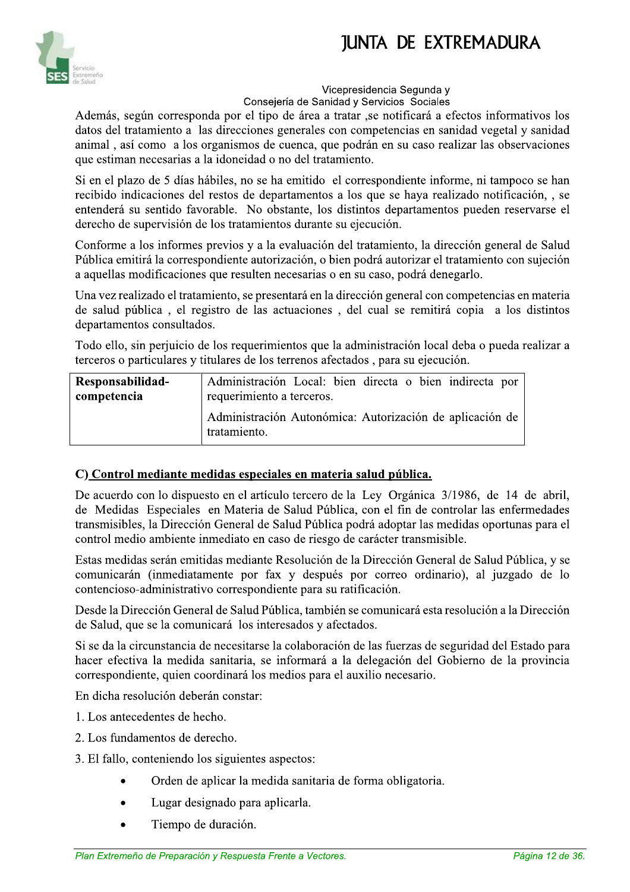Además, según corresponda por el tipo de área a tratar ,se notificará a efectos informativos los datos del tratamiento a las direcciones generales con competencias en sanidad vegetal y sanidad animal , así como a los organismos de cuenca, que podrán en su caso realizar las observaciones que estiman necesarias a la idoneidad o no del tratamiento.

Si en el plazo de 5 días hábiles, no se ha emitido el correspondiente informe, ni tampoco se han recibido indicaciones del restos de departamentos a los que se haya realizado notificación, , se entenderá su sentido favorable. No obstante, los distintos departamentos pueden reservarse el derecho de supervisión de los tratamientos durante su ejecución.

Conforme a los informes previos y a la evaluación del tratamiento, la dirección general de Salud Pública emitirá la correspondiente autorización, o bien podrá autorizar el tratamiento con sujeción a aquellas modificaciones que resulten necesarias o en su caso, podrá denegarlo.

Una vez realizado el tratamiento, se presentará en la dirección general con competencias en materia de salud pública , el registro de las actuaciones , del cual se remitirá copia a los distintos departamentos consultados.

Todo ello, sin perjuicio de los requerimientos que la administración local deba o pueda realizar a terceros o particulares y titulares de los terrenos afectados , para su ejecución.

| **Responsabilidad-competencia** | Administración Local: bien directa o bien indirecta por requerimiento a terceros. |
|---|---|
| | Administración Autonómica: Autorización de aplicación de tratamiento. |

**C) Control mediante medidas especiales en materia salud pública.**

De acuerdo con lo dispuesto en el artículo tercero de la Ley Orgánica 3/1986, de 14 de abril, de Medidas Especiales en Materia de Salud Pública, con el fin de controlar las enfermedades transmisibles, la Dirección General de Salud Pública podrá adoptar las medidas oportunas para el control medio ambiente inmediato en caso de riesgo de carácter transmisible.

Estas medidas serán emitidas mediante Resolución de la Dirección General de Salud Pública, y se comunicarán (inmediatamente por fax y después por correo ordinario), al juzgado de lo contencioso-administrativo correspondiente para su ratificación.

Desde la Dirección General de Salud Pública, también se comunicará esta resolución a la Dirección de Salud, que se la comunicará los interesados y afectados.

Si se da la circunstancia de necesitarse la colaboración de las fuerzas de seguridad del Estado para hacer efectiva la medida sanitaria, se informará a la delegación del Gobierno de la provincia correspondiente, quien coordinará los medios para el auxilio necesario.

En dicha resolución deberán constar:

1. Los antecedentes de hecho.
2. Los fundamentos de derecho.
3. El fallo, conteniendo los siguientes aspectos:
    - Orden de aplicar la medida sanitaria de forma obligatoria.
    - Lugar designado para aplicarla.
    - Tiempo de duración.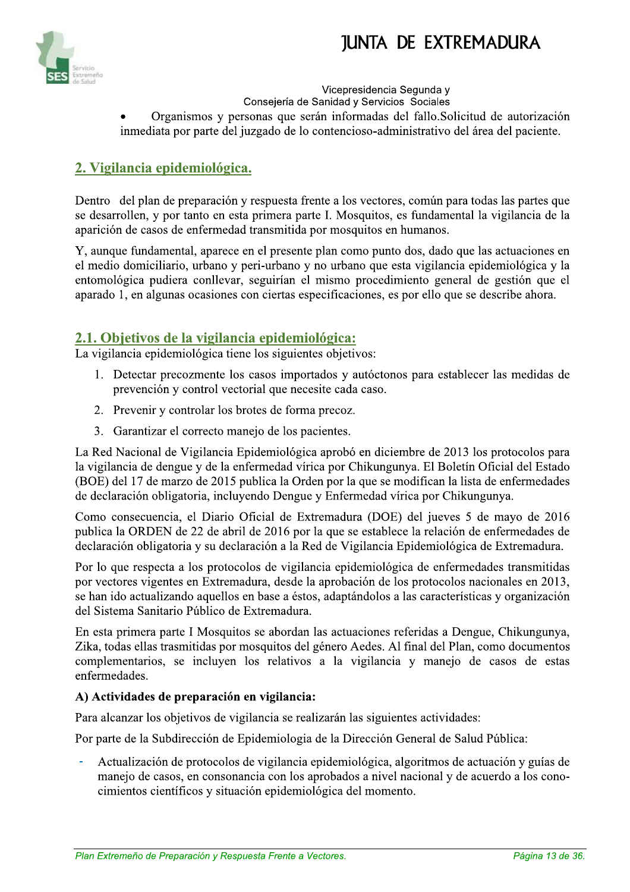- Organismos y personas que serán informadas del fallo.Solicitud de autorización inmediata por parte del juzgado de lo contencioso-administrativo del área del paciente.

## 2. Vigilancia epidemiológica.

Dentro del plan de preparación y respuesta frente a los vectores, común para todas las partes que se desarrollen, y por tanto en esta primera parte I. Mosquitos, es fundamental la vigilancia de la aparición de casos de enfermedad transmitida por mosquitos en humanos.

Y, aunque fundamental, aparece en el presente plan como punto dos, dado que las actuaciones en el medio domiciliario, urbano y peri-urbano y no urbano que esta vigilancia epidemiológica y la entomológica pudiera conllevar, seguirían el mismo procedimiento general de gestión que el apartado 1, en algunas ocasiones con ciertas especificaciones, es por ello que se describe ahora.

### 2.1. Objetivos de la vigilancia epidemiológica:

La vigilancia epidemiológica tiene los siguientes objetivos:

1. Detectar precozmente los casos importados y autóctonos para establecer las medidas de prevención y control vectorial que necesite cada caso.
2. Prevenir y controlar los brotes de forma precoz.
3. Garantizar el correcto manejo de los pacientes.

La Red Nacional de Vigilancia Epidemiológica aprobó en diciembre de 2013 los protocolos para la vigilancia de dengue y de la enfermedad vírica por Chikungunya. El Boletín Oficial del Estado (BOE) del 17 de marzo de 2015 publica la Orden por la que se modifican la lista de enfermedades de declaración obligatoria, incluyendo Dengue y Enfermedad vírica por Chikungunya.

Como consecuencia, el Diario Oficial de Extremadura (DOE) del jueves 5 de mayo de 2016 publica la ORDEN de 22 de abril de 2016 por la que se establece la relación de enfermedades de declaración obligatoria y su declaración a la Red de Vigilancia Epidemiológica de Extremadura.

Por lo que respecta a los protocolos de vigilancia epidemiológica de enfermedades transmitidas por vectores vigentes en Extremadura, desde la aprobación de los protocolos nacionales en 2013, se han ido actualizando aquellos en base a éstos, adaptándolos a las características y organización del Sistema Sanitario Público de Extremadura.

En esta primera parte I Mosquitos se abordan las actuaciones referidas a Dengue, Chikungunya, Zika, todas ellas trasmitidas por mosquitos del género Aedes. Al final del Plan, como documentos complementarios, se incluyen los relativos a la vigilancia y manejo de casos de estas enfermedades.

**A) Actividades de preparación en vigilancia:**

Para alcanzar los objetivos de vigilancia se realizarán las siguientes actividades:

Por parte de la Subdirección de Epidemiologia de la Dirección General de Salud Pública:

- Actualización de protocolos de vigilancia epidemiológica, algoritmos de actuación y guías de manejo de casos, en consonancia con los aprobados a nivel nacional y de acuerdo a los conocimientos científicos y situación epidemiológica del momento.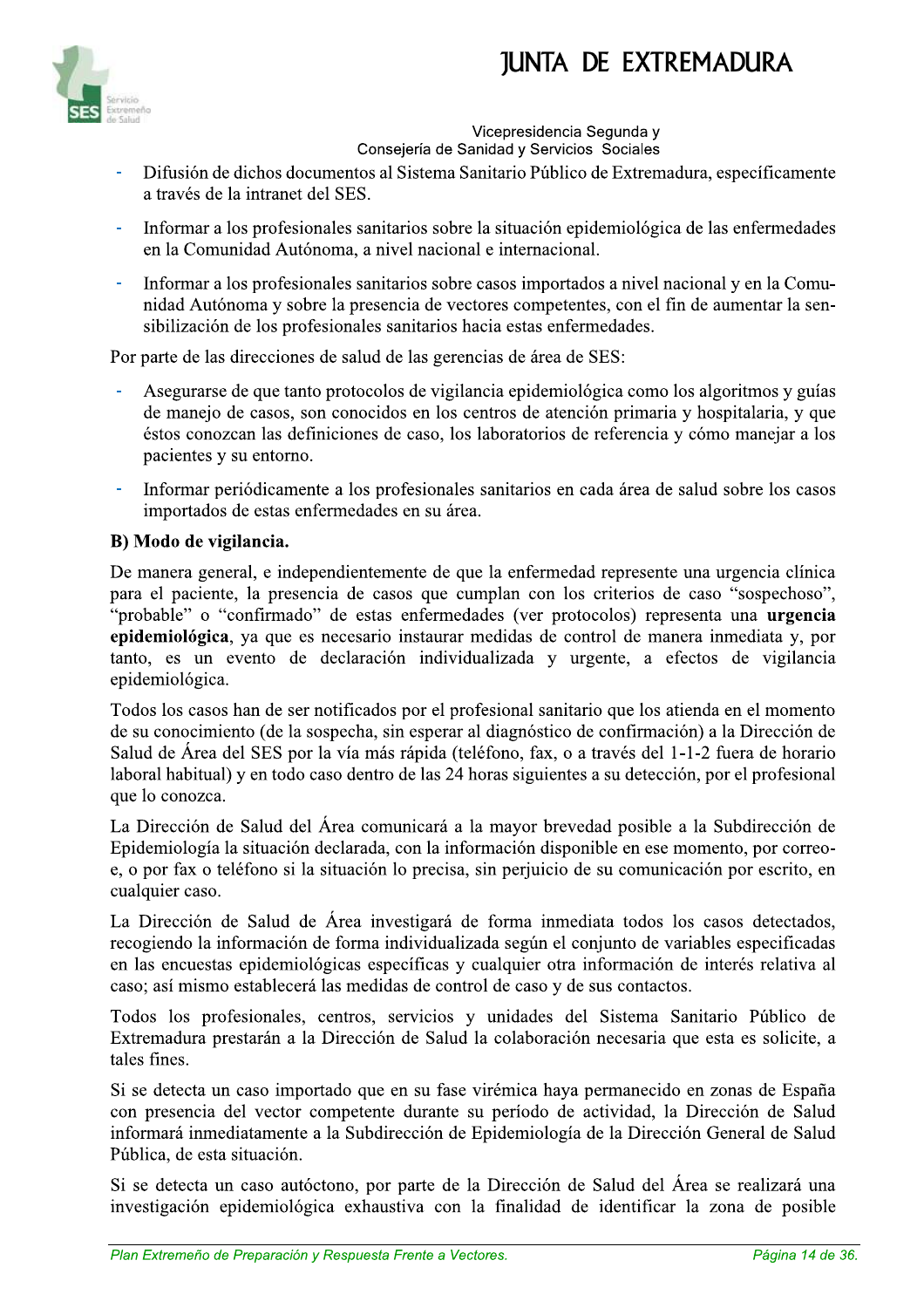- Difusión de dichos documentos al Sistema Sanitario Público de Extremadura, específicamente a través de la intranet del SES.
- Informar a los profesionales sanitarios sobre la situación epidemiológica de las enfermedades en la Comunidad Autónoma, a nivel nacional e internacional.
- Informar a los profesionales sanitarios sobre casos importados a nivel nacional y en la Comunidad Autónoma y sobre la presencia de vectores competentes, con el fin de aumentar la sensibilización de los profesionales sanitarios hacia estas enfermedades.

Por parte de las direcciones de salud de las gerencias de área de SES:

- Asegurarse de que tanto protocolos de vigilancia epidemiológica como los algoritmos y guías de manejo de casos, son conocidos en los centros de atención primaria y hospitalaria, y que éstos conozcan las definiciones de caso, los laboratorios de referencia y cómo manejar a los pacientes y su entorno.
- Informar periódicamente a los profesionales sanitarios en cada área de salud sobre los casos importados de estas enfermedades en su área.

**B) Modo de vigilancia.**

De manera general, e independientemente de que la enfermedad represente una urgencia clínica para el paciente, la presencia de casos que cumplan con los criterios de caso "sospechoso", "probable" o "confirmado" de estas enfermedades (ver protocolos) representa una **urgencia epidemiológica**, ya que es necesario instaurar medidas de control de manera inmediata y, por tanto, es un evento de declaración individualizada y urgente, a efectos de vigilancia epidemiológica.

Todos los casos han de ser notificados por el profesional sanitario que los atienda en el momento de su conocimiento (de la sospecha, sin esperar al diagnóstico de confirmación) a la Dirección de Salud de Área del SES por la vía más rápida (teléfono, fax, o a través del 1-1-2 fuera de horario laboral habitual) y en todo caso dentro de las 24 horas siguientes a su detección, por el profesional que lo conozca.

La Dirección de Salud del Área comunicará a la mayor brevedad posible a la Subdirección de Epidemiología la situación declarada, con la información disponible en ese momento, por correo-e, o por fax o teléfono si la situación lo precisa, sin perjuicio de su comunicación por escrito, en cualquier caso.

La Dirección de Salud de Área investigará de forma inmediata todos los casos detectados, recogiendo la información de forma individualizada según el conjunto de variables especificadas en las encuestas epidemiológicas específicas y cualquier otra información de interés relativa al caso; así mismo establecerá las medidas de control de caso y de sus contactos.

Todos los profesionales, centros, servicios y unidades del Sistema Sanitario Público de Extremadura prestarán a la Dirección de Salud la colaboración necesaria que esta es solicite, a tales fines.

Si se detecta un caso importado que en su fase virémica haya permanecido en zonas de España con presencia del vector competente durante su período de actividad, la Dirección de Salud informará inmediatamente a la Subdirección de Epidemiología de la Dirección General de Salud Pública, de esta situación.

Si se detecta un caso autóctono, por parte de la Dirección de Salud del Área se realizará una investigación epidemiológica exhaustiva con la finalidad de identificar la zona de posible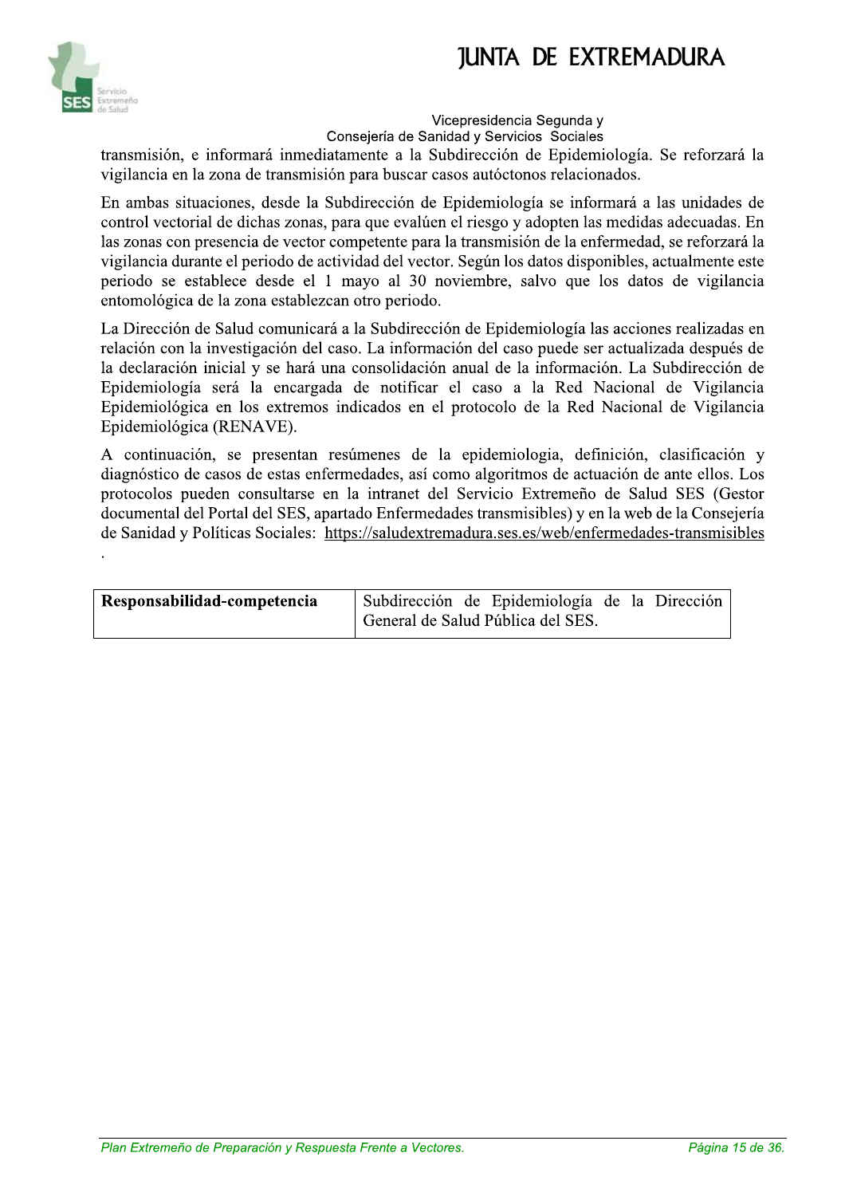transmisión, e informará inmediatamente a la Subdirección de Epidemiología. Se reforzará la vigilancia en la zona de transmisión para buscar casos autóctonos relacionados.

En ambas situaciones, desde la Subdirección de Epidemiología se informará a las unidades de control vectorial de dichas zonas, para que evalúen el riesgo y adopten las medidas adecuadas. En las zonas con presencia de vector competente para la transmisión de la enfermedad, se reforzará la vigilancia durante el periodo de actividad del vector. Según los datos disponibles, actualmente este periodo se establece desde el 1 mayo al 30 noviembre, salvo que los datos de vigilancia entomológica de la zona establezcan otro periodo.

La Dirección de Salud comunicará a la Subdirección de Epidemiología las acciones realizadas en relación con la investigación del caso. La información del caso puede ser actualizada después de la declaración inicial y se hará una consolidación anual de la información. La Subdirección de Epidemiología será la encargada de notificar el caso a la Red Nacional de Vigilancia Epidemiológica en los extremos indicados en el protocolo de la Red Nacional de Vigilancia Epidemiológica (RENAVE).

A continuación, se presentan resúmenes de la epidemiologia, definición, clasificación y diagnóstico de casos de estas enfermedades, así como algoritmos de actuación de ante ellos. Los protocolos pueden consultarse en la intranet del Servicio Extremeño de Salud SES (Gestor documental del Portal del SES, apartado Enfermedades transmisibles) y en la web de la Consejería de Sanidad y Políticas Sociales: https://saludextremadura.ses.es/web/enfermedades-transmisibles

.

| **Responsabilidad-competencia** | Subdirección de Epidemiología de la Dirección General de Salud Pública del SES. |
|---|---|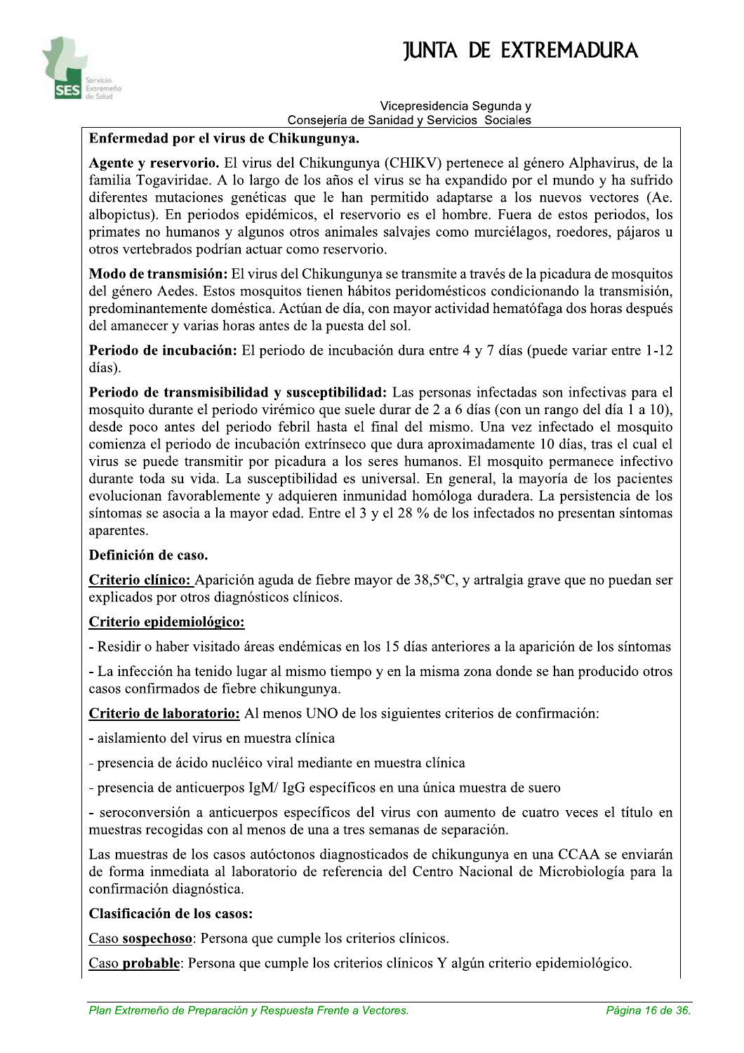**Enfermedad por el virus de Chikungunya.**

**Agente y reservorio.** El virus del Chikungunya (CHIKV) pertenece al género Alphavirus, de la familia Togaviridae. A lo largo de los años el virus se ha expandido por el mundo y ha sufrido diferentes mutaciones genéticas que le han permitido adaptarse a los nuevos vectores (Ae. albopictus). En periodos epidémicos, el reservorio es el hombre. Fuera de estos periodos, los primates no humanos y algunos otros animales salvajes como murciélagos, roedores, pájaros u otros vertebrados podrían actuar como reservorio.

**Modo de transmisión:** El virus del Chikungunya se transmite a través de la picadura de mosquitos del género Aedes. Estos mosquitos tienen hábitos peridomésticos condicionando la transmisión, predominantemente doméstica. Actúan de día, con mayor actividad hematófaga dos horas después del amanecer y varias horas antes de la puesta del sol.

**Periodo de incubación:** El periodo de incubación dura entre 4 y 7 días (puede variar entre 1-12 días).

**Periodo de transmisibilidad y susceptibilidad:** Las personas infectadas son infectivas para el mosquito durante el periodo virémico que suele durar de 2 a 6 días (con un rango del día 1 a 10), desde poco antes del periodo febril hasta el final del mismo. Una vez infectado el mosquito comienza el periodo de incubación extrínseco que dura aproximadamente 10 días, tras el cual el virus se puede transmitir por picadura a los seres humanos. El mosquito permanece infectivo durante toda su vida. La susceptibilidad es universal. En general, la mayoría de los pacientes evolucionan favorablemente y adquieren inmunidad homóloga duradera. La persistencia de los síntomas se asocia a la mayor edad. Entre el 3 y el 28 % de los infectados no presentan síntomas aparentes.

**Definición de caso.**

**Criterio clínico:** Aparición aguda de fiebre mayor de 38,5ºC, y artralgia grave que no puedan ser explicados por otros diagnósticos clínicos.

**Criterio epidemiológico:**

- Residir o haber visitado áreas endémicas en los 15 días anteriores a la aparición de los síntomas
- La infección ha tenido lugar al mismo tiempo y en la misma zona donde se han producido otros casos confirmados de fiebre chikungunya.

**Criterio de laboratorio:** Al menos UNO de los siguientes criterios de confirmación:

- aislamiento del virus en muestra clínica
- presencia de ácido nucléico viral mediante en muestra clínica
- presencia de anticuerpos IgM/ IgG específicos en una única muestra de suero
- seroconversión a anticuerpos específicos del virus con aumento de cuatro veces el título en muestras recogidas con al menos de una a tres semanas de separación.

Las muestras de los casos autóctonos diagnosticados de chikungunya en una CCAA se enviarán de forma inmediata al laboratorio de referencia del Centro Nacional de Microbiología para la confirmación diagnóstica.

**Clasificación de los casos:**

Caso **sospechoso**: Persona que cumple los criterios clínicos.

Caso **probable**: Persona que cumple los criterios clínicos Y algún criterio epidemiológico.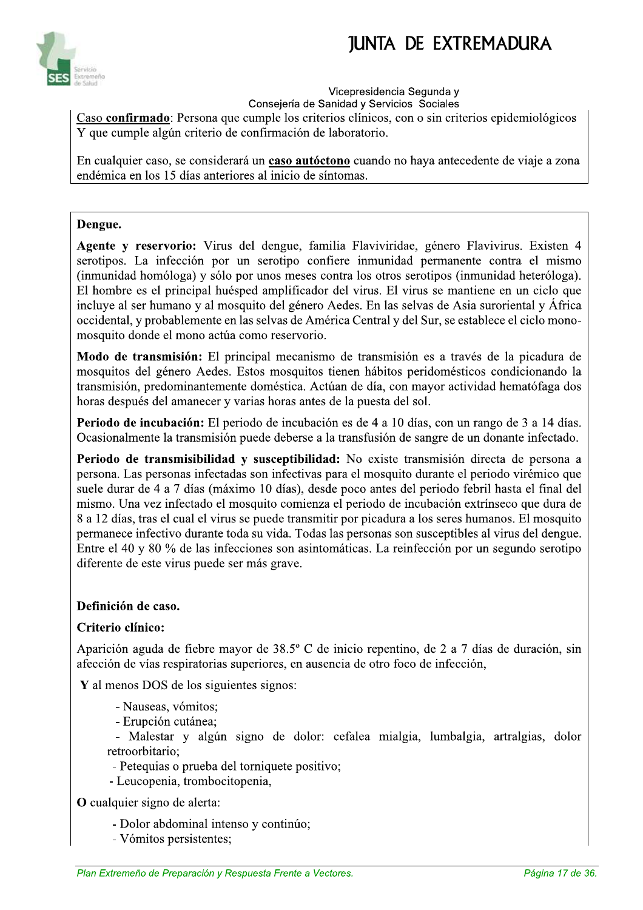<u>Caso **confirmado**</u>: Persona que cumple los criterios clínicos, con o sin criterios epidemiológicos Y que cumple algún criterio de confirmación de laboratorio.

En cualquier caso, se considerará un <u>**caso autóctono**</u> cuando no haya antecedente de viaje a zona endémica en los 15 días anteriores al inicio de síntomas.

**Dengue.**

**Agente y reservorio:** Virus del dengue, familia Flaviviridae, género Flavivirus. Existen 4 serotipos. La infección por un serotipo confiere inmunidad permanente contra el mismo (inmunidad homóloga) y sólo por unos meses contra los otros serotipos (inmunidad heteróloga). El hombre es el principal huésped amplificador del virus. El virus se mantiene en un ciclo que incluye al ser humano y al mosquito del género Aedes. En las selvas de Asia suroriental y África occidental, y probablemente en las selvas de América Central y del Sur, se establece el ciclo mono-mosquito donde el mono actúa como reservorio.

**Modo de transmisión:** El principal mecanismo de transmisión es a través de la picadura de mosquitos del género Aedes. Estos mosquitos tienen hábitos peridomésticos condicionando la transmisión, predominantemente doméstica. Actúan de día, con mayor actividad hematófaga dos horas después del amanecer y varias horas antes de la puesta del sol.

**Periodo de incubación:** El periodo de incubación es de 4 a 10 días, con un rango de 3 a 14 días. Ocasionalmente la transmisión puede deberse a la transfusión de sangre de un donante infectado.

**Periodo de transmisibilidad y susceptibilidad:** No existe transmisión directa de persona a persona. Las personas infectadas son infectivas para el mosquito durante el periodo virémico que suele durar de 4 a 7 días (máximo 10 días), desde poco antes del periodo febril hasta el final del mismo. Una vez infectado el mosquito comienza el periodo de incubación extrínseco que dura de 8 a 12 días, tras el cual el virus se puede transmitir por picadura a los seres humanos. El mosquito permanece infectivo durante toda su vida. Todas las personas son susceptibles al virus del dengue. Entre el 40 y 80 % de las infecciones son asintomáticas. La reinfección por un segundo serotipo diferente de este virus puede ser más grave.

**Definición de caso.**

**Criterio clínico:**

Aparición aguda de fiebre mayor de 38.5º C de inicio repentino, de 2 a 7 días de duración, sin afección de vías respiratorias superiores, en ausencia de otro foco de infección,

**Y** al menos DOS de los siguientes signos:

- Nauseas, vómitos;
- Erupción cutánea;
- Malestar y algún signo de dolor: cefalea mialgia, lumbalgia, artralgias, dolor retroorbitario;
- Petequias o prueba del torniquete positivo;
- Leucopenia, trombocitopenia,

**O** cualquier signo de alerta:

- Dolor abdominal intenso y continúo;
- Vómitos persistentes;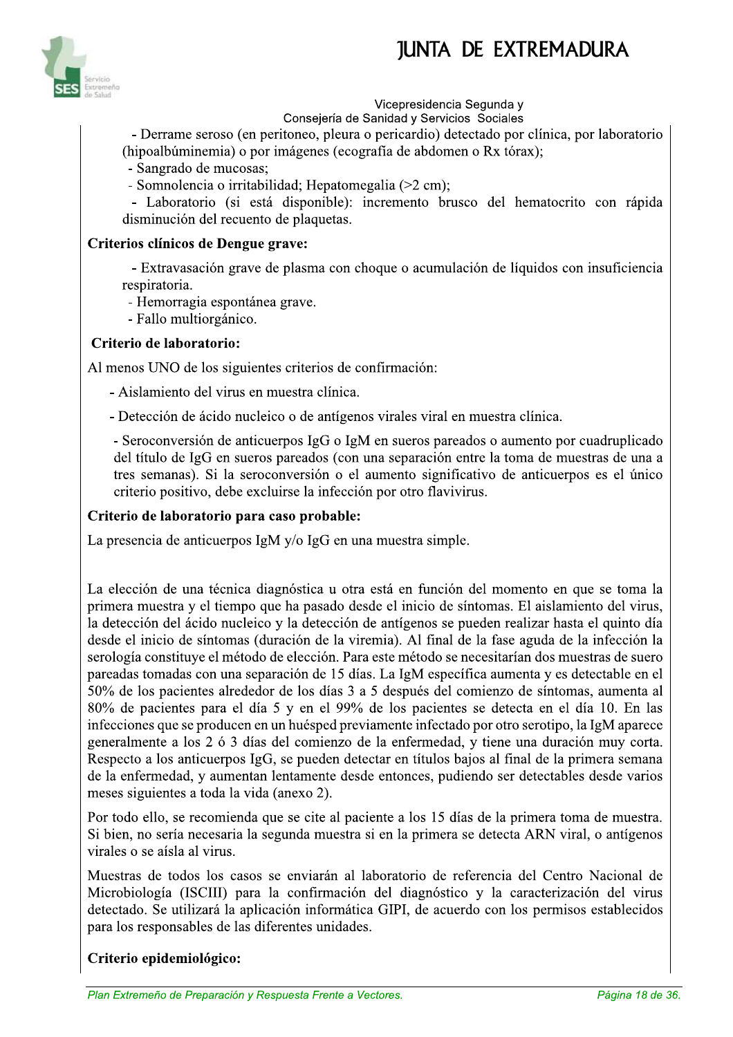- Derrame seroso (en peritoneo, pleura o pericardio) detectado por clínica, por laboratorio (hipoalbúminemia) o por imágenes (ecografía de abdomen o Rx tórax);
- Sangrado de mucosas;
- Somnolencia o irritabilidad; Hepatomegalia (>2 cm);
- Laboratorio (si está disponible): incremento brusco del hematocrito con rápida disminución del recuento de plaquetas.

**Criterios clínicos de Dengue grave:**

- Extravasación grave de plasma con choque o acumulación de líquidos con insuficiencia respiratoria.
- Hemorragia espontánea grave.
- Fallo multiorgánico.

**Criterio de laboratorio:**

Al menos UNO de los siguientes criterios de confirmación:

- Aislamiento del virus en muestra clínica.
- Detección de ácido nucleico o de antígenos virales viral en muestra clínica.
- Seroconversión de anticuerpos IgG o IgM en sueros pareados o aumento por cuadruplicado del título de IgG en sueros pareados (con una separación entre la toma de muestras de una a tres semanas). Si la seroconversión o el aumento significativo de anticuerpos es el único criterio positivo, debe excluirse la infección por otro flavivirus.

**Criterio de laboratorio para caso probable:**

La presencia de anticuerpos IgM y/o IgG en una muestra simple.

La elección de una técnica diagnóstica u otra está en función del momento en que se toma la primera muestra y el tiempo que ha pasado desde el inicio de síntomas. El aislamiento del virus, la detección del ácido nucleico y la detección de antígenos se pueden realizar hasta el quinto día desde el inicio de síntomas (duración de la viremia). Al final de la fase aguda de la infección la serología constituye el método de elección. Para este método se necesitarían dos muestras de suero pareadas tomadas con una separación de 15 días. La IgM específica aumenta y es detectable en el 50% de los pacientes alrededor de los días 3 a 5 después del comienzo de síntomas, aumenta al 80% de pacientes para el día 5 y en el 99% de los pacientes se detecta en el día 10. En las infecciones que se producen en un huésped previamente infectado por otro serotipo, la IgM aparece generalmente a los 2 ó 3 días del comienzo de la enfermedad, y tiene una duración muy corta. Respecto a los anticuerpos IgG, se pueden detectar en títulos bajos al final de la primera semana de la enfermedad, y aumentan lentamente desde entonces, pudiendo ser detectables desde varios meses siguientes a toda la vida (anexo 2).

Por todo ello, se recomienda que se cite al paciente a los 15 días de la primera toma de muestra. Si bien, no sería necesaria la segunda muestra si en la primera se detecta ARN viral, o antígenos virales o se aísla al virus.

Muestras de todos los casos se enviarán al laboratorio de referencia del Centro Nacional de Microbiología (ISCIII) para la confirmación del diagnóstico y la caracterización del virus detectado. Se utilizará la aplicación informática GIPI, de acuerdo con los permisos establecidos para los responsables de las diferentes unidades.

**Criterio epidemiológico:**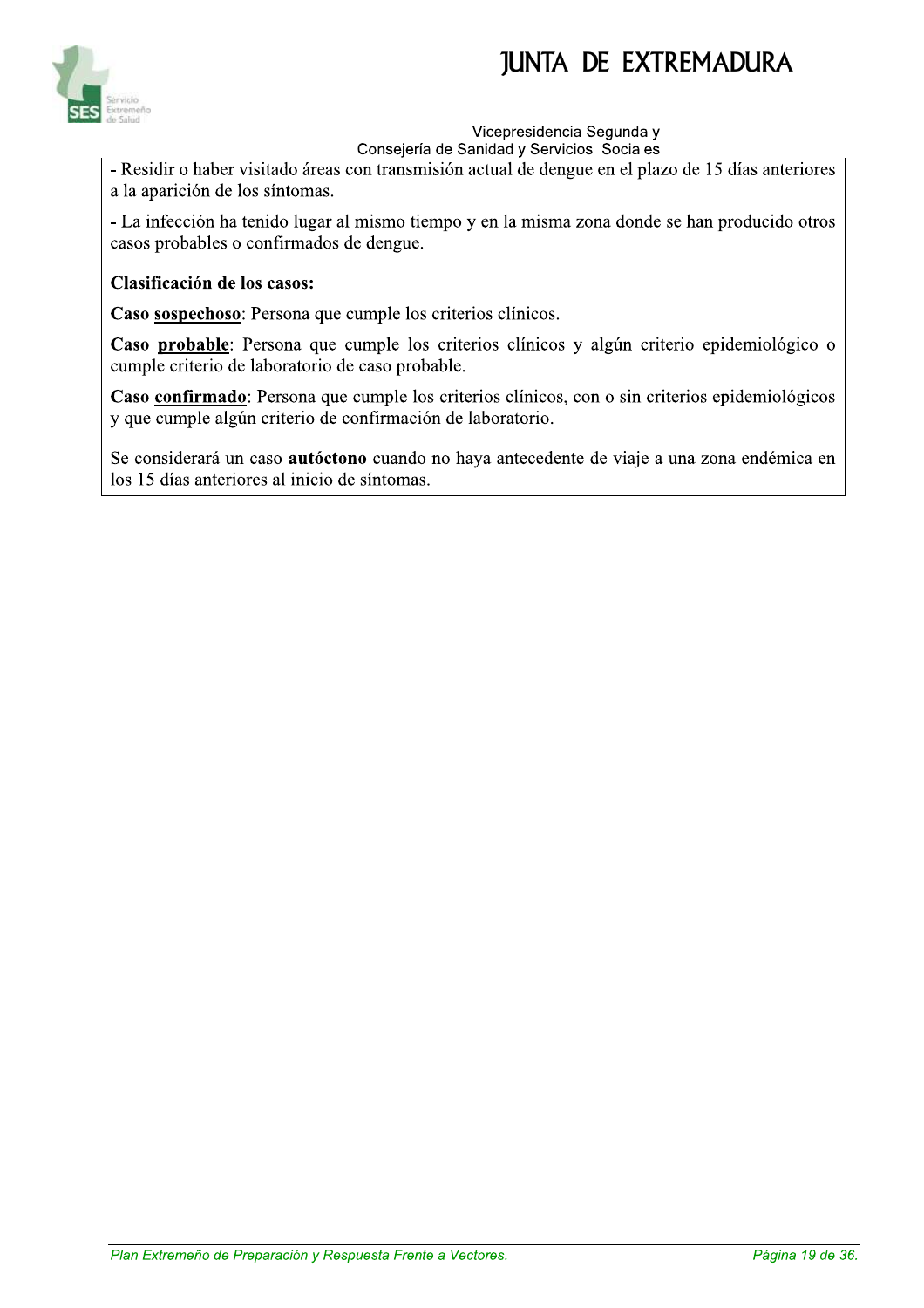- Residir o haber visitado áreas con transmisión actual de dengue en el plazo de 15 días anteriores a la aparición de los síntomas.

- La infección ha tenido lugar al mismo tiempo y en la misma zona donde se han producido otros casos probables o confirmados de dengue.

**Clasificación de los casos:**

**Caso <u>sospechoso</u>**: Persona que cumple los criterios clínicos.

**Caso <u>probable</u>**: Persona que cumple los criterios clínicos y algún criterio epidemiológico o cumple criterio de laboratorio de caso probable.

**Caso <u>confirmado</u>**: Persona que cumple los criterios clínicos, con o sin criterios epidemiológicos y que cumple algún criterio de confirmación de laboratorio.

Se considerará un caso **autóctono** cuando no haya antecedente de viaje a una zona endémica en los 15 días anteriores al inicio de síntomas.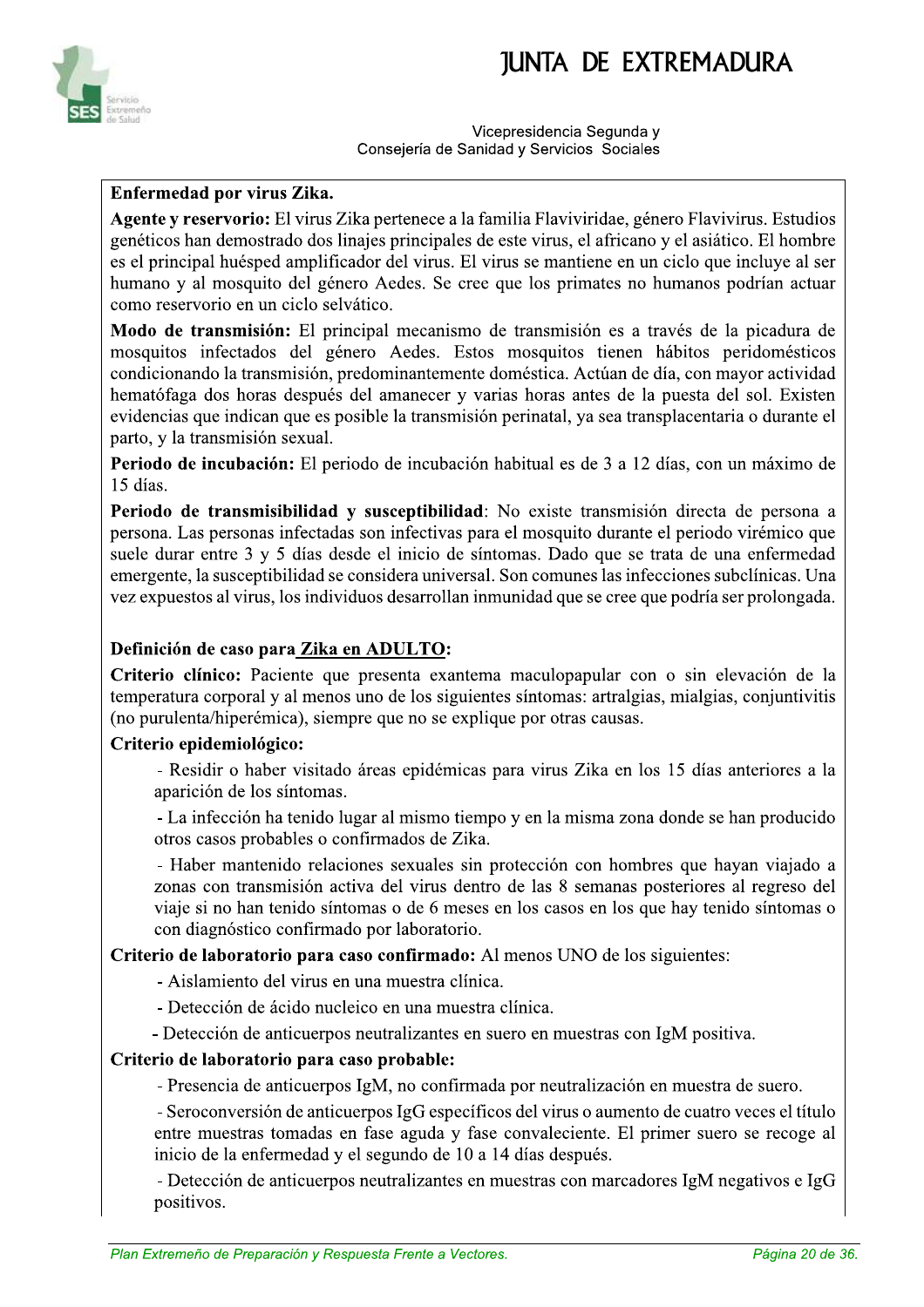**Enfermedad por virus Zika.**

**Agente y reservorio:** El virus Zika pertenece a la familia Flaviviridae, género Flavivirus. Estudios genéticos han demostrado dos linajes principales de este virus, el africano y el asiático. El hombre es el principal huésped amplificador del virus. El virus se mantiene en un ciclo que incluye al ser humano y al mosquito del género Aedes. Se cree que los primates no humanos podrían actuar como reservorio en un ciclo selvático.

**Modo de transmisión:** El principal mecanismo de transmisión es a través de la picadura de mosquitos infectados del género Aedes. Estos mosquitos tienen hábitos peridomésticos condicionando la transmisión, predominantemente doméstica. Actúan de día, con mayor actividad hematófaga dos horas después del amanecer y varias horas antes de la puesta del sol. Existen evidencias que indican que es posible la transmisión perinatal, ya sea transplacentaria o durante el parto, y la transmisión sexual.

**Periodo de incubación:** El periodo de incubación habitual es de 3 a 12 días, con un máximo de 15 días.

**Periodo de transmisibilidad y susceptibilidad**: No existe transmisión directa de persona a persona. Las personas infectadas son infectivas para el mosquito durante el periodo virémico que suele durar entre 3 y 5 días desde el inicio de síntomas. Dado que se trata de una enfermedad emergente, la susceptibilidad se considera universal. Son comunes las infecciones subclínicas. Una vez expuestos al virus, los individuos desarrollan inmunidad que se cree que podría ser prolongada.

**Definición de caso para Zika en ADULTO:**

**Criterio clínico:** Paciente que presenta exantema maculopapular con o sin elevación de la temperatura corporal y al menos uno de los siguientes síntomas: artralgias, mialgias, conjuntivitis (no purulenta/hiperémica), siempre que no se explique por otras causas.

**Criterio epidemiológico:**

- Residir o haber visitado áreas epidémicas para virus Zika en los 15 días anteriores a la aparición de los síntomas.
- La infección ha tenido lugar al mismo tiempo y en la misma zona donde se han producido otros casos probables o confirmados de Zika.
- Haber mantenido relaciones sexuales sin protección con hombres que hayan viajado a zonas con transmisión activa del virus dentro de las 8 semanas posteriores al regreso del viaje si no han tenido síntomas o de 6 meses en los casos en los que hay tenido síntomas o con diagnóstico confirmado por laboratorio.

**Criterio de laboratorio para caso confirmado:** Al menos UNO de los siguientes:

- Aislamiento del virus en una muestra clínica.
- Detección de ácido nucleico en una muestra clínica.
- Detección de anticuerpos neutralizantes en suero en muestras con IgM positiva.

**Criterio de laboratorio para caso probable:**

- Presencia de anticuerpos IgM, no confirmada por neutralización en muestra de suero.
- Seroconversión de anticuerpos IgG específicos del virus o aumento de cuatro veces el título entre muestras tomadas en fase aguda y fase convaleciente. El primer suero se recoge al inicio de la enfermedad y el segundo de 10 a 14 días después.
- Detección de anticuerpos neutralizantes en muestras con marcadores IgM negativos e IgG positivos.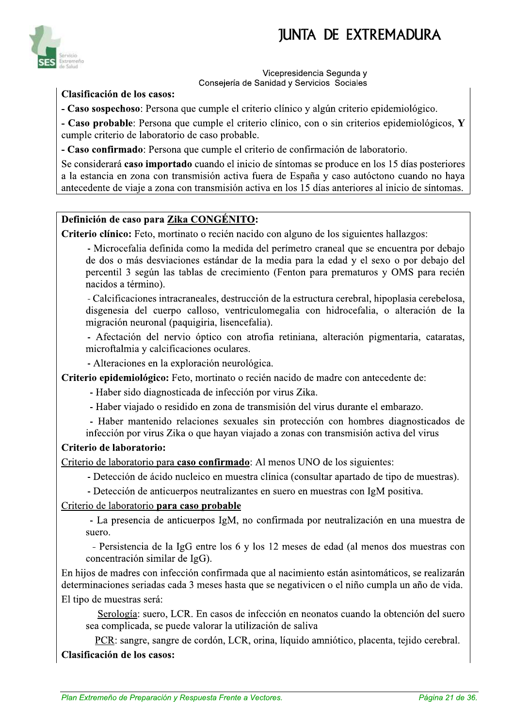**Clasificación de los casos:**

- **Caso sospechoso**: Persona que cumple el criterio clínico y algún criterio epidemiológico.

- **Caso probable**: Persona que cumple el criterio clínico, con o sin criterios epidemiológicos, **Y** cumple criterio de laboratorio de caso probable.

- **Caso confirmado**: Persona que cumple el criterio de confirmación de laboratorio.

Se considerará **caso importado** cuando el inicio de síntomas se produce en los 15 días posteriores a la estancia en zona con transmisión activa fuera de España y caso autóctono cuando no haya antecedente de viaje a zona con transmisión activa en los 15 días anteriores al inicio de síntomas.

**Definición de caso para Zika CONGÉNITO:**

**Criterio clínico:** Feto, mortinato o recién nacido con alguno de los siguientes hallazgos:

- Microcefalia definida como la medida del perímetro craneal que se encuentra por debajo de dos o más desviaciones estándar de la media para la edad y el sexo o por debajo del percentil 3 según las tablas de crecimiento (Fenton para prematuros y OMS para recién nacidos a término).
- Calcificaciones intracraneales, destrucción de la estructura cerebral, hipoplasia cerebelosa, disgenesia del cuerpo calloso, ventriculomegalia con hidrocefalia, o alteración de la migración neuronal (paquigiria, lisencefalia).
- Afectación del nervio óptico con atrofia retiniana, alteración pigmentaria, cataratas, microftalmia y calcificaciones oculares.
- Alteraciones en la exploración neurológica.

**Criterio epidemiológico:** Feto, mortinato o recién nacido de madre con antecedente de:

- Haber sido diagnosticada de infección por virus Zika.
- Haber viajado o residido en zona de transmisión del virus durante el embarazo.
- Haber mantenido relaciones sexuales sin protección con hombres diagnosticados de infección por virus Zika o que hayan viajado a zonas con transmisión activa del virus

**Criterio de laboratorio:**

Criterio de laboratorio para **caso confirmado**: Al menos UNO de los siguientes:

- Detección de ácido nucleico en muestra clínica (consultar apartado de tipo de muestras).
- Detección de anticuerpos neutralizantes en suero en muestras con IgM positiva.

Criterio de laboratorio **para caso probable**

- La presencia de anticuerpos IgM, no confirmada por neutralización en una muestra de suero.
- Persistencia de la IgG entre los 6 y los 12 meses de edad (al menos dos muestras con concentración similar de IgG).

En hijos de madres con infección confirmada que al nacimiento están asintomáticos, se realizarán determinaciones seriadas cada 3 meses hasta que se negativicen o el niño cumpla un año de vida.

El tipo de muestras será:

Serología: suero, LCR. En casos de infección en neonatos cuando la obtención del suero sea complicada, se puede valorar la utilización de saliva

PCR: sangre, sangre de cordón, LCR, orina, líquido amniótico, placenta, tejido cerebral.

**Clasificación de los casos:**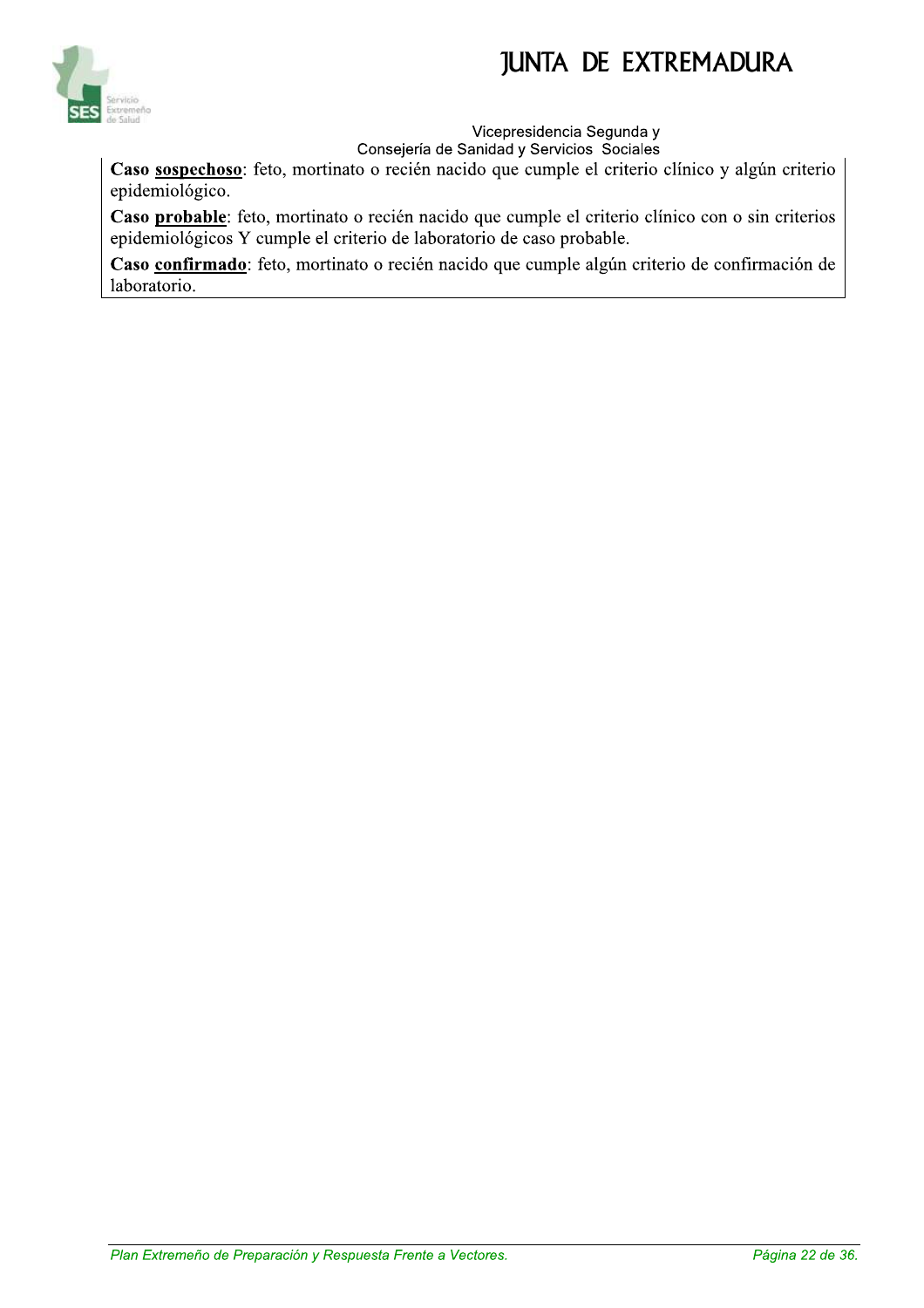**Caso <u>sospechoso</u>**: feto, mortinato o recién nacido que cumple el criterio clínico y algún criterio epidemiológico.

**Caso <u>probable</u>**: feto, mortinato o recién nacido que cumple el criterio clínico con o sin criterios epidemiológicos Y cumple el criterio de laboratorio de caso probable.

**Caso <u>confirmado</u>**: feto, mortinato o recién nacido que cumple algún criterio de confirmación de laboratorio.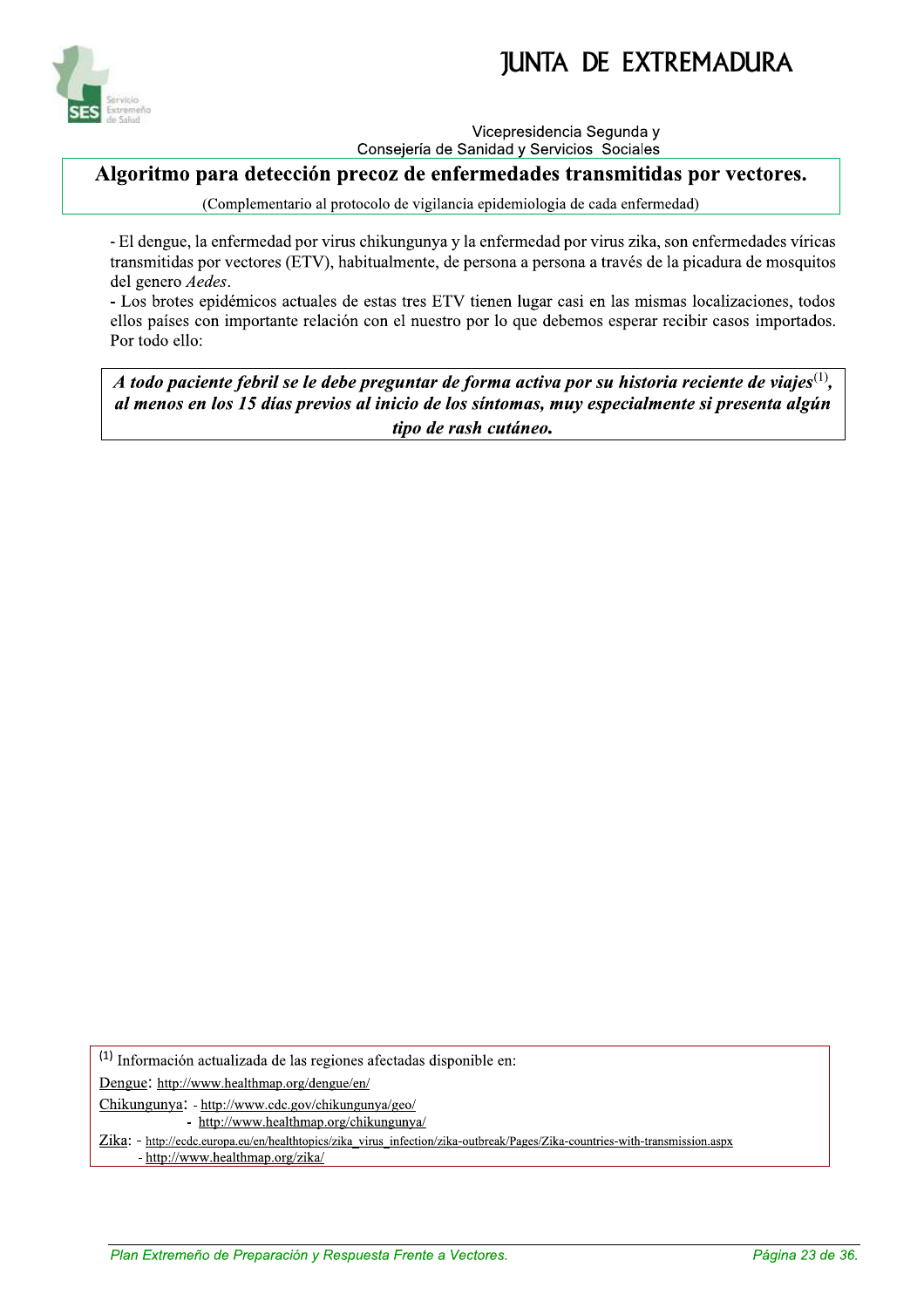# Algoritmo para detección precoz de enfermedades transmitidas por vectores.

(Complementario al protocolo de vigilancia epidemiologia de cada enfermedad)

- El dengue, la enfermedad por virus chikungunya y la enfermedad por virus zika, son enfermedades víricas transmitidas por vectores (ETV), habitualmente, de persona a persona a través de la picadura de mosquitos del genero *Aedes*.
- Los brotes epidémicos actuales de estas tres ETV tienen lugar casi en las mismas localizaciones, todos ellos países con importante relación con el nuestro por lo que debemos esperar recibir casos importados. Por todo ello:

***A todo paciente febril se le debe preguntar de forma activa por su historia reciente de viajes[1], al menos en los 15 días previos al inicio de los síntomas, muy especialmente si presenta algún tipo de rash cutáneo.***

[1] Información actualizada de las regiones afectadas disponible en:

Dengue: http://www.healthmap.org/dengue/en/

Chikungunya:
- http://www.cdc.gov/chikungunya/geo/
- http://www.healthmap.org/chikungunya/

Zika:
- http://ecdc.europa.eu/en/healthtopics/zika_virus_infection/zika-outbreak/Pages/Zika-countries-with-transmission.aspx
- http://www.healthmap.org/zika/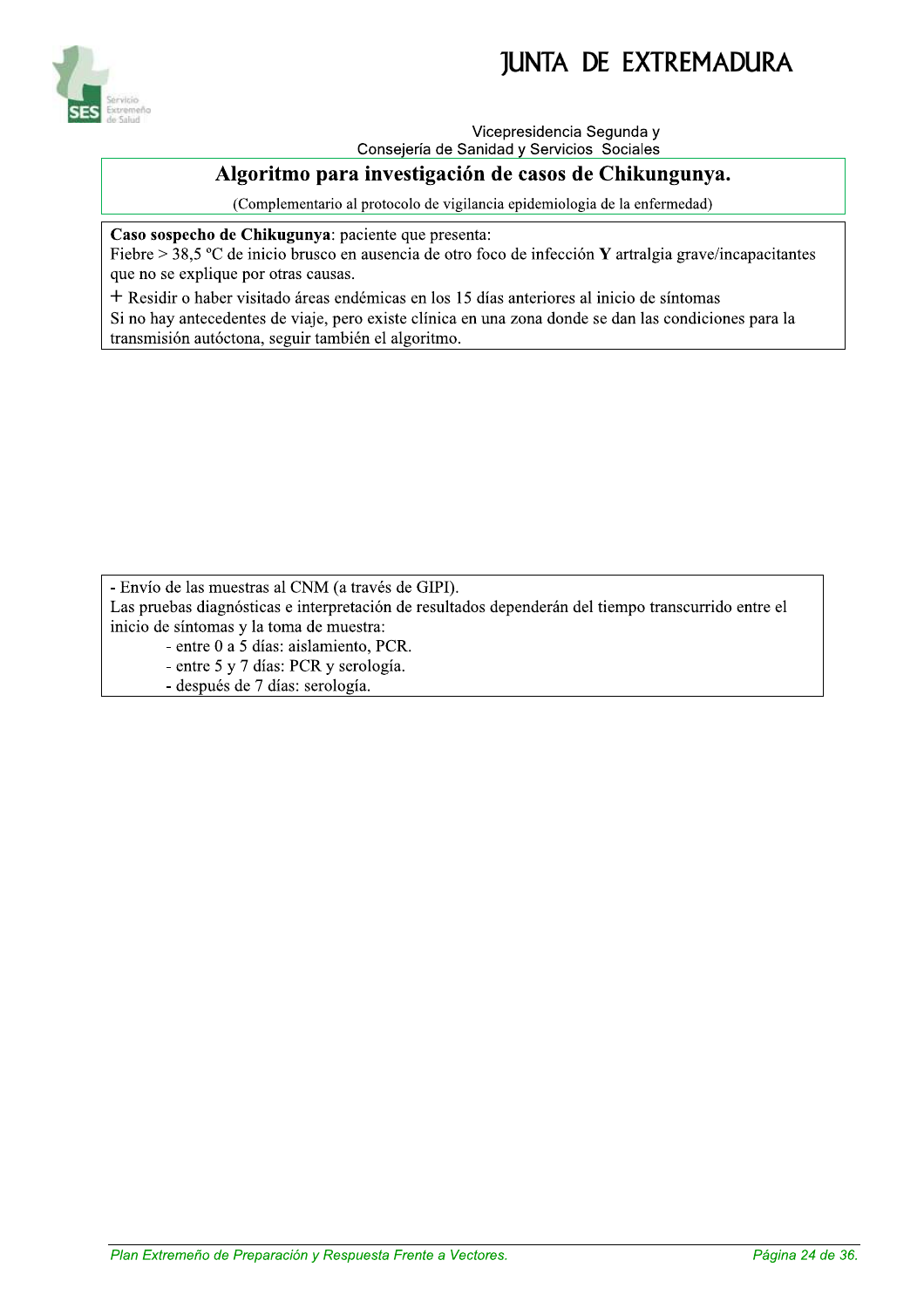# Algoritmo para investigación de casos de Chikungunya.

(Complementario al protocolo de vigilancia epidemiologia de la enfermedad)

**Caso sospecho de Chikungunya**: paciente que presenta:
Fiebre > 38,5 ºC de inicio brusco en ausencia de otro foco de infección **Y** artralgia grave/incapacitantes que no se explique por otras causas.
\+ Residir o haber visitado áreas endémicas en los 15 días anteriores al inicio de síntomas
Si no hay antecedentes de viaje, pero existe clínica en una zona donde se dan las condiciones para la transmisión autóctona, seguir también el algoritmo.

- Envío de las muestras al CNM (a través de GIPI).

Las pruebas diagnósticas e interpretación de resultados dependerán del tiempo transcurrido entre el inicio de síntomas y la toma de muestra:

- entre 0 a 5 días: aislamiento, PCR.
- entre 5 y 7 días: PCR y serología.
- después de 7 días: serología.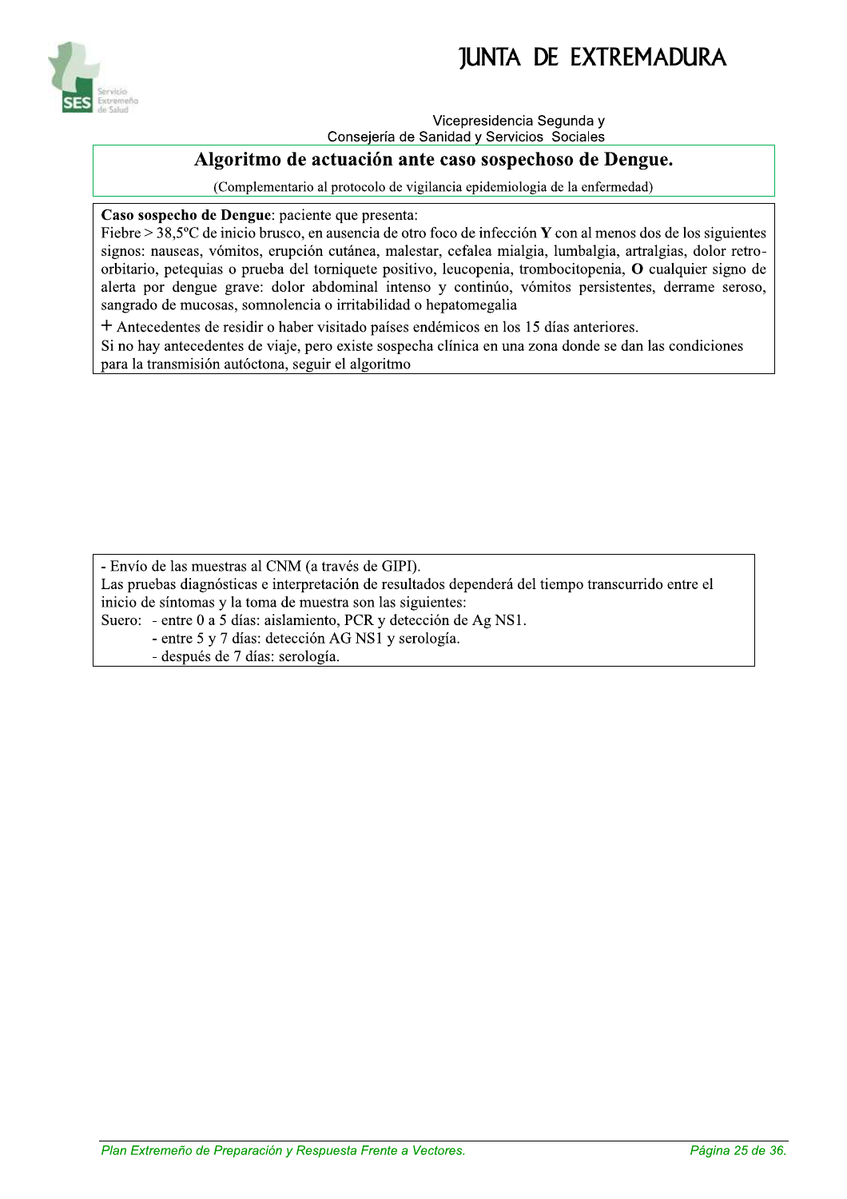# Algoritmo de actuación ante caso sospechoso de Dengue.

(Complementario al protocolo de vigilancia epidemiologia de la enfermedad)

**Caso sospecho de Dengue**: paciente que presenta:
Fiebre > 38,5ºC de inicio brusco, en ausencia de otro foco de infección **Y** con al menos dos de los siguientes signos: nauseas, vómitos, erupción cutánea, malestar, cefalea mialgia, lumbalgia, artralgias, dolor retro-orbitario, petequias o prueba del torniquete positivo, leucopenia, trombocitopenia, **O** cualquier signo de alerta por dengue grave: dolor abdominal intenso y continúo, vómitos persistentes, derrame seroso, sangrado de mucosas, somnolencia o irritabilidad o hepatomegalia

+ Antecedentes de residir o haber visitado países endémicos en los 15 días anteriores.
Si no hay antecedentes de viaje, pero existe sospecha clínica en una zona donde se dan las condiciones para la transmisión autóctona, seguir el algoritmo

- Envío de las muestras al CNM (a través de GIPI).

Las pruebas diagnósticas e interpretación de resultados dependerá del tiempo transcurrido entre el inicio de síntomas y la toma de muestra son las siguientes:

Suero:
- entre 0 a 5 días: aislamiento, PCR y detección de Ag NS1.
- entre 5 y 7 días: detección AG NS1 y serología.
- después de 7 días: serología.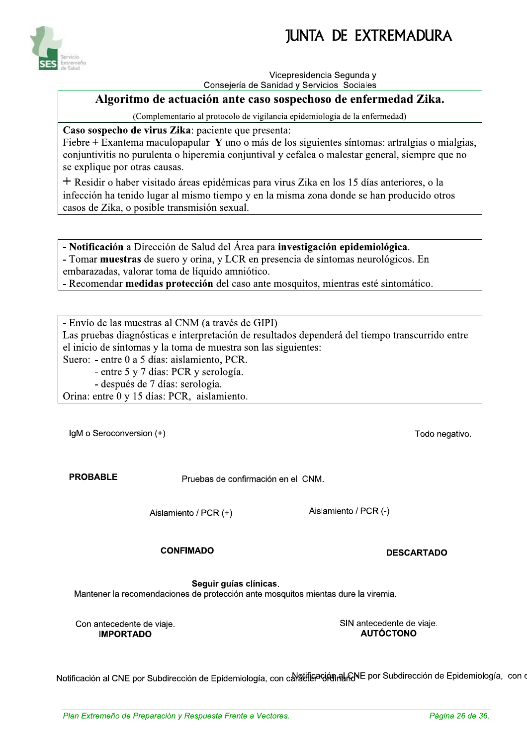## Algoritmo de actuación ante caso sospechoso de enfermedad Zika.

(Complementario al protocolo de vigilancia epidemiologia de la enfermedad)

**Caso sospecho de virus Zika**: paciente que presenta:

Fiebre + Exantema maculopapular **Y** uno o más de los siguientes síntomas: artralgias o mialgias, conjuntivitis no purulenta o hiperemia conjuntival y cefalea o malestar general, siempre que no se explique por otras causas.

+ Residir o haber visitado áreas epidémicas para virus Zika en los 15 días anteriores, o la infección ha tenido lugar al mismo tiempo y en la misma zona donde se han producido otros casos de Zika, o posible transmisión sexual.

- **Notificación** a Dirección de Salud del Área para **investigación epidemiológica**.
- Tomar **muestras** de suero y orina, y LCR en presencia de síntomas neurológicos. En embarazadas, valorar toma de líquido amniótico.
- Recomendar **medidas protección** del caso ante mosquitos, mientras esté sintomático.

- Envío de las muestras al CNM (a través de GIPI)

Las pruebas diagnósticas e interpretación de resultados dependerá del tiempo transcurrido entre el inicio de síntomas y la toma de muestra son las siguientes:

Suero: - entre 0 a 5 días: aislamiento, PCR.
- entre 5 y 7 días: PCR y serología.
- después de 7 días: serología.

Orina: entre 0 y 15 días: PCR, aislamiento.

IgM o Seroconversion (+)

Todo negativo.

**PROBABLE**

Pruebas de confirmación en el CNM.

Aislamiento / PCR (+)

Aislamiento / PCR (-)

**CONFIMADO**

**DESCARTADO**

**Seguir guías clínicas**.

Mantener la recomendaciones de protección ante mosquitos mientas dure la viremia.

Con antecedente de viaje.
**IMPORTADO**

SIN antecedente de viaje.
**AUTÓCTONO**

Notificación al CNE por Subdirección de Epidemiología, con carácter ordinario

Notificación al CNE por Subdirección de Epidemiología, con c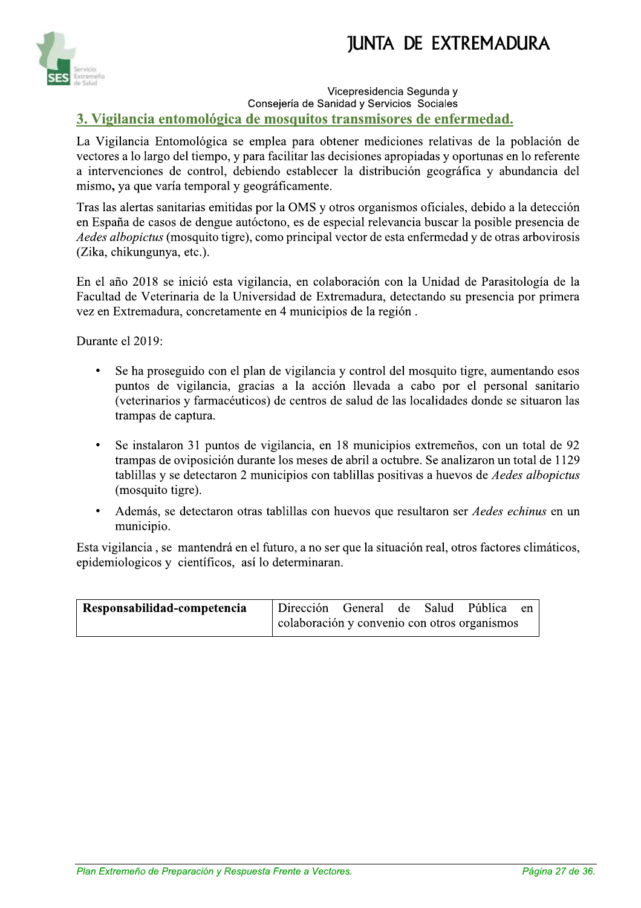## 3. Vigilancia entomológica de mosquitos transmisores de enfermedad.

La Vigilancia Entomológica se emplea para obtener mediciones relativas de la población de vectores a lo largo del tiempo, y para facilitar las decisiones apropiadas y oportunas en lo referente a intervenciones de control, debiendo establecer la distribución geográfica y abundancia del mismo**,** ya que varía temporal y geográficamente.

Tras las alertas sanitarias emitidas por la OMS y otros organismos oficiales, debido a la detección en España de casos de dengue autóctono, es de especial relevancia buscar la posible presencia de *Aedes albopictus* (mosquito tigre), como principal vector de esta enfermedad y de otras arbovirosis (Zika, chikungunya, etc.).

En el año 2018 se inició esta vigilancia, en colaboración con la Unidad de Parasitología de la Facultad de Veterinaria de la Universidad de Extremadura, detectando su presencia por primera vez en Extremadura, concretamente en 4 municipios de la región .

Durante el 2019:

- Se ha proseguido con el plan de vigilancia y control del mosquito tigre, aumentando esos puntos de vigilancia, gracias a la acción llevada a cabo por el personal sanitario (veterinarios y farmacéuticos) de centros de salud de las localidades donde se situaron las trampas de captura.
- Se instalaron 31 puntos de vigilancia, en 18 municipios extremeños, con un total de 92 trampas de oviposición durante los meses de abril a octubre. Se analizaron un total de 1129 tablillas y se detectaron 2 municipios con tablillas positivas a huevos de *Aedes albopictus* (mosquito tigre).
- Además, se detectaron otras tablillas con huevos que resultaron ser *Aedes echinus* en un municipio.

Esta vigilancia , se mantendrá en el futuro, a no ser que la situación real, otros factores climáticos, epidemiologicos y científicos, así lo determinaran.

| **Responsabilidad-competencia** | Dirección General de Salud Pública en colaboración y convenio con otros organismos |
|---|---|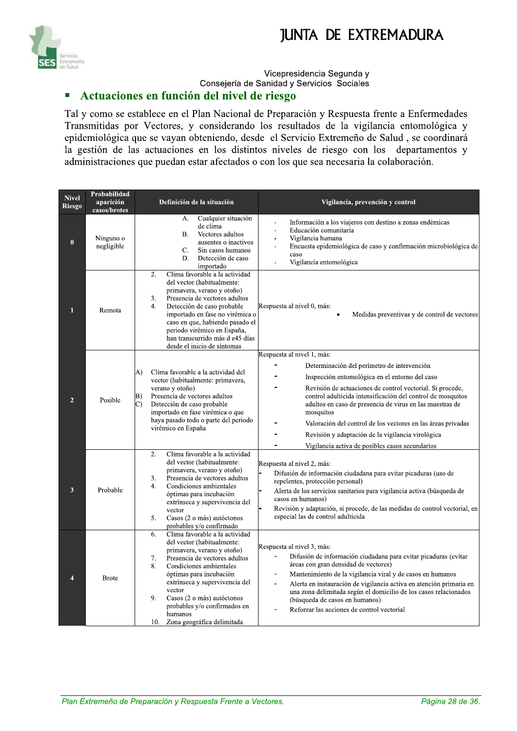## Actuaciones en función del nivel de riesgo

Tal y como se establece en el Plan Nacional de Preparación y Respuesta frente a Enfermedades Transmitidas por Vectores, y considerando los resultados de la vigilancia entomológica y epidemiológica que se vayan obteniendo, desde el Servicio Extremeño de Salud , se coordinará la gestión de las actuaciones en los distintos niveles de riesgo con los departamentos y administraciones que puedan estar afectados o con los que sea necesaria la colaboración.

| Nivel Riesgo | Probabilidad aparición casos/brotes | Definición de la situación | Vigilancia, prevención y control |
|---|---|---|---|
| 0 | Ninguno o negligible | A. Cualquier situación de clima<br>B. Vectores adultos ausentes o inactivos<br>C. Sin casos humanos<br>D. Detección de caso importado | - Información a los viajeros con destino a zonas endémicas<br>- Educación comunitaria<br>- Vigilancia humana<br>- Encuesta epidemiológica de caso y confirmación microbiológica de caso<br>- Vigilancia entomológica |
| 1 | Remota | 2. Clima favorable a la actividad del vector (habitualmente: primavera, verano y otoño)<br>3. Presencia de vectores adultos<br>4. Detección de caso probable importado en fase no virémica o caso en que, habiendo pasado el periodo virémico en España, han transcurrido más d e45 días desde el inicio de síntomas | Respuesta al nivel 0, más:<br>• Medidas preventivas y de control de vectores |
| 2 | Posible | A) Clima favorable a la actividad del vector (habitualmente: primavera, verano y otoño)<br>B) Presencia de vectores adultos<br>C) Detección de caso probable importado en fase virémica o que haya pasado todo o parte del periodo virémico en España | Respuesta al nivel 1, más:<br>- Determinación del perímetro de intervención<br>- Inspección entomológica en el entorno del caso<br>- Revisión de actuaciones de control vectorial. Si procede, control adulticida intensificación del control de mosquitos adultos en caso de presencia de virus en las muestras de mosquitos<br>- Valoración del control de los vectores en las áreas privadas<br>- Revisión y adaptación de la vigilancia virológica<br>- Vigilancia activa de posibles casos secundarios |
| 3 | Probable | 2. Clima favorable a la actividad del vector (habitualmente: primavera, verano y otoño)<br>3. Presencia de vectores adultos<br>4. Condiciones ambientales óptimas para incubación extrínseca y supervivencia del vector<br>5. Casos (2 o más) autóctonos probables y/o confirmado | Respuesta al nivel 2, más:<br>- Difusión de información ciudadana para evitar picaduras (uso de repelentes, protección personal)<br>- Alerta de los servicios sanitarios para vigilancia activa (búsqueda de casos en humanos)<br>- Revisión y adaptación, si procede, de las medidas de control vectorial, en especial las de control adulticida |
| 4 | Brote | 6. Clima favorable a la actividad del vector (habitualmente: primavera, verano y otoño)<br>7. Presencia de vectores adultos<br>8. Condiciones ambientales óptimas para incubación extrínseca y supervivencia del vector<br>9. Casos (2 o más) autóctonos probables y/o confirmados en humanos<br>10. Zona geográfica delimitada | Respuesta al nivel 3, más:<br>- Difusión de información ciudadana para evitar picaduras (evitar áreas con gran densidad de vectores)<br>- Mantenimiento de la vigilancia viral y de casos en humanos<br>- Alerta en instauración de vigilancia activa en atención primaria en una zona delimitada según el domicilio de los casos relacionados (búsqueda de casos en humanos)<br>- Reforzar las acciones de control vectorial |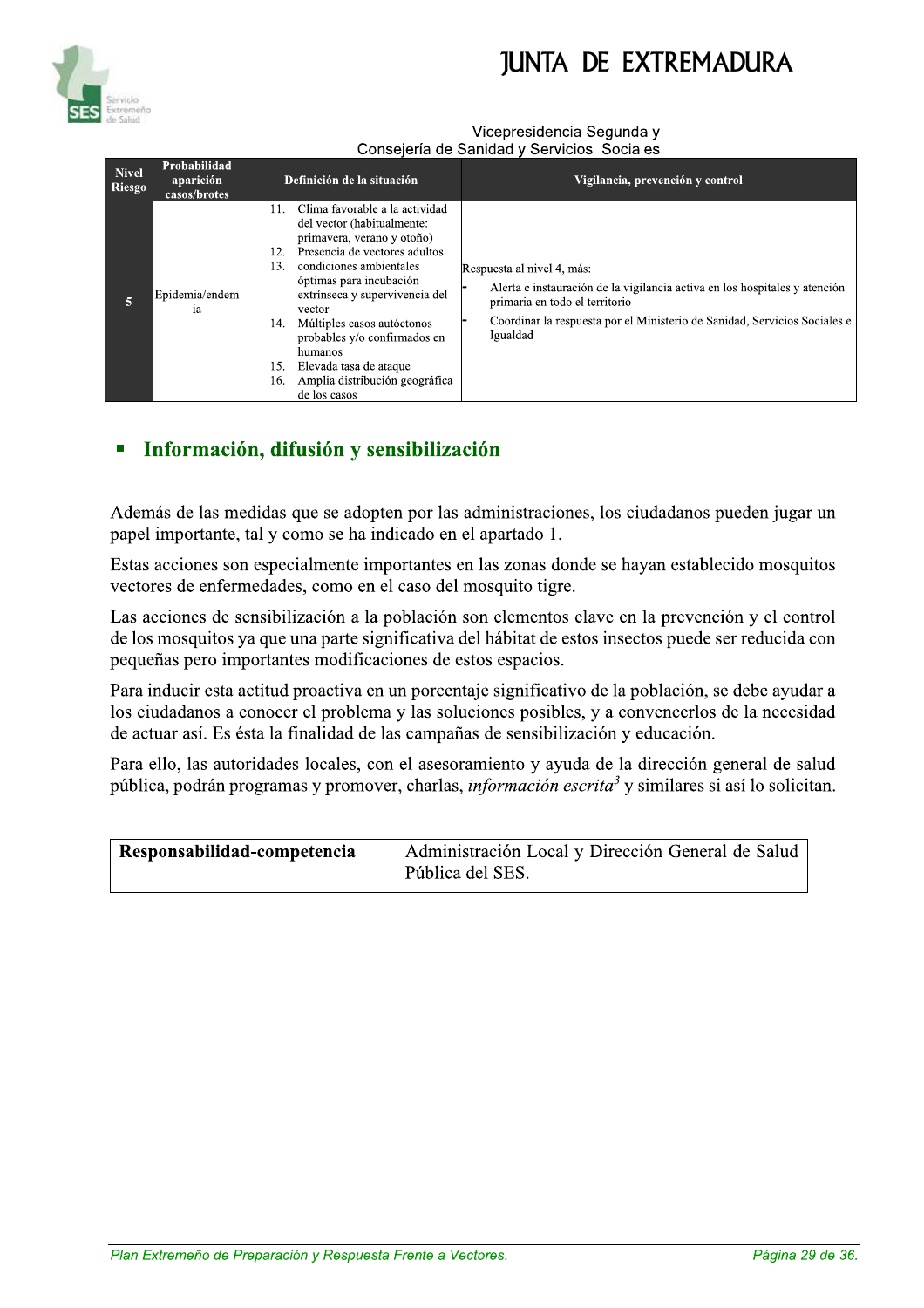| Nivel Riesgo | Probabilidad aparición casos/brotes | Definición de la situación | Vigilancia, prevención y control |
|---|---|---|---|
| 5 | Epidemia/endemia | 11. Clima favorable a la actividad del vector (habitualmente: primavera, verano y otoño)<br>12. Presencia de vectores adultos<br>13. condiciones ambientales óptimas para incubación extrínseca y supervivencia del vector<br>14. Múltiples casos autóctonos probables y/o confirmados en humanos<br>15. Elevada tasa de ataque<br>16. Amplia distribución geográfica de los casos | Respuesta al nivel 4, más:<br>- Alerta e instauración de la vigilancia activa en los hospitales y atención primaria en todo el territorio<br>- Coordinar la respuesta por el Ministerio de Sanidad, Servicios Sociales e Igualdad |

## Información, difusión y sensibilización

Además de las medidas que se adopten por las administraciones, los ciudadanos pueden jugar un papel importante, tal y como se ha indicado en el apartado 1.

Estas acciones son especialmente importantes en las zonas donde se hayan establecido mosquitos vectores de enfermedades, como en el caso del mosquito tigre.

Las acciones de sensibilización a la población son elementos clave en la prevención y el control de los mosquitos ya que una parte significativa del hábitat de estos insectos puede ser reducida con pequeñas pero importantes modificaciones de estos espacios.

Para inducir esta actitud proactiva en un porcentaje significativo de la población, se debe ayudar a los ciudadanos a conocer el problema y las soluciones posibles, y a convencerlos de la necesidad de actuar así. Es ésta la finalidad de las campañas de sensibilización y educación.

Para ello, las autoridades locales, con el asesoramiento y ayuda de la dirección general de salud pública, podrán programas y promover, charlas, *información escrita*[3] y similares si así lo solicitan.

| **Responsabilidad-competencia** | Administración Local y Dirección General de Salud Pública del SES. |
|---|---|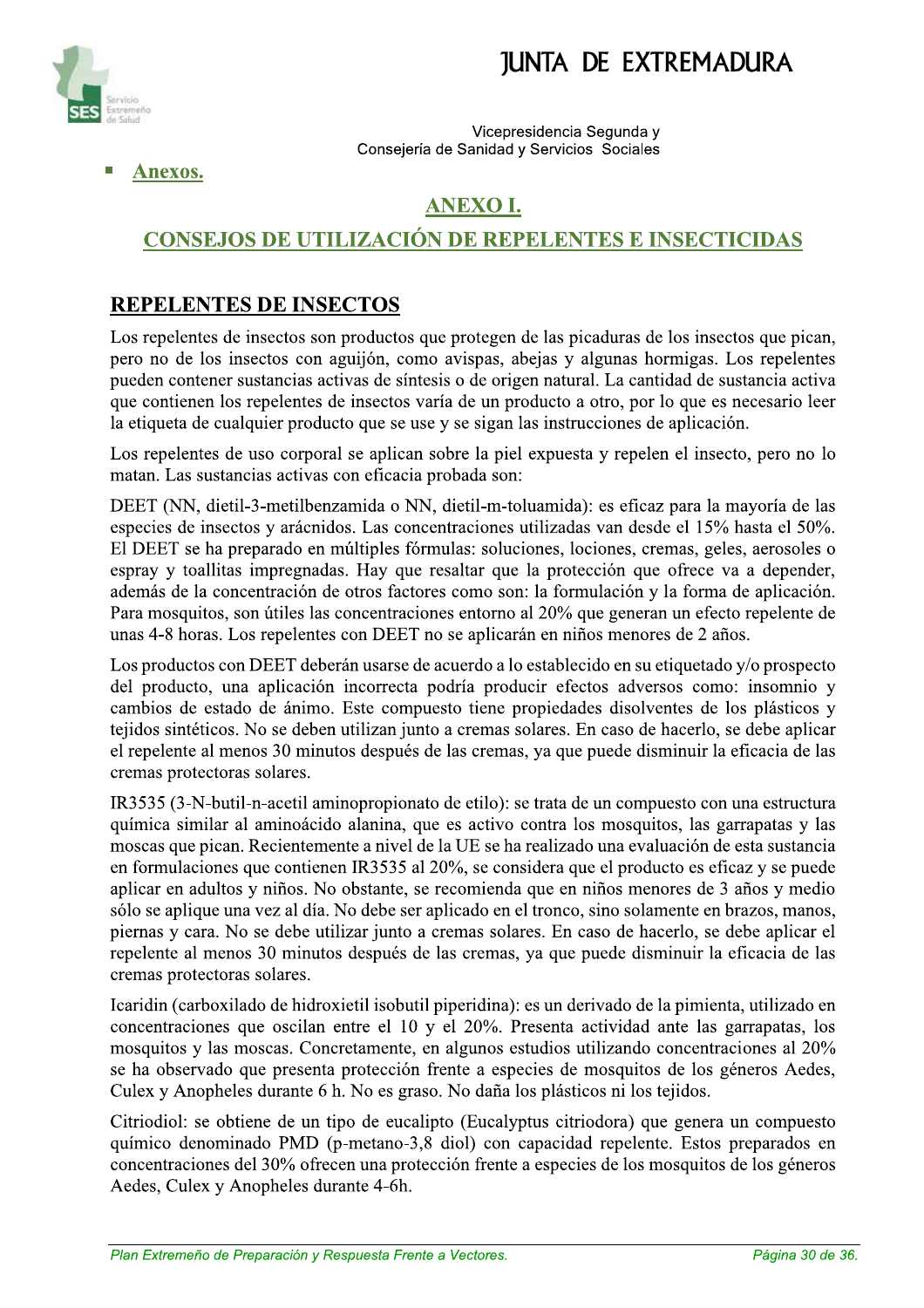- **Anexos.**

## ANEXO I.

## CONSEJOS DE UTILIZACIÓN DE REPELENTES E INSECTICIDAS

### REPELENTES DE INSECTOS

Los repelentes de insectos son productos que protegen de las picaduras de los insectos que pican, pero no de los insectos con aguijón, como avispas, abejas y algunas hormigas. Los repelentes pueden contener sustancias activas de síntesis o de origen natural. La cantidad de sustancia activa que contienen los repelentes de insectos varía de un producto a otro, por lo que es necesario leer la etiqueta de cualquier producto que se use y se sigan las instrucciones de aplicación.

Los repelentes de uso corporal se aplican sobre la piel expuesta y repelen el insecto, pero no lo matan. Las sustancias activas con eficacia probada son:

DEET (NN, dietil-3-metilbenzamida o NN, dietil-m-toluamida): es eficaz para la mayoría de las especies de insectos y arácnidos. Las concentraciones utilizadas van desde el 15% hasta el 50%. El DEET se ha preparado en múltiples fórmulas: soluciones, lociones, cremas, geles, aerosoles o espray y toallitas impregnadas. Hay que resaltar que la protección que ofrece va a depender, además de la concentración de otros factores como son: la formulación y la forma de aplicación. Para mosquitos, son útiles las concentraciones entorno al 20% que generan un efecto repelente de unas 4-8 horas. Los repelentes con DEET no se aplicarán en niños menores de 2 años.

Los productos con DEET deberán usarse de acuerdo a lo establecido en su etiquetado y/o prospecto del producto, una aplicación incorrecta podría producir efectos adversos como: insomnio y cambios de estado de ánimo. Este compuesto tiene propiedades disolventes de los plásticos y tejidos sintéticos. No se deben utilizan junto a cremas solares. En caso de hacerlo, se debe aplicar el repelente al menos 30 minutos después de las cremas, ya que puede disminuir la eficacia de las cremas protectoras solares.

IR3535 (3-N-butil-n-acetil aminopropionato de etilo): se trata de un compuesto con una estructura química similar al aminoácido alanina, que es activo contra los mosquitos, las garrapatas y las moscas que pican. Recientemente a nivel de la UE se ha realizado una evaluación de esta sustancia en formulaciones que contienen IR3535 al 20%, se considera que el producto es eficaz y se puede aplicar en adultos y niños. No obstante, se recomienda que en niños menores de 3 años y medio sólo se aplique una vez al día. No debe ser aplicado en el tronco, sino solamente en brazos, manos, piernas y cara. No se debe utilizar junto a cremas solares. En caso de hacerlo, se debe aplicar el repelente al menos 30 minutos después de las cremas, ya que puede disminuir la eficacia de las cremas protectoras solares.

Icaridin (carboxilado de hidroxietil isobutil piperidina): es un derivado de la pimienta, utilizado en concentraciones que oscilan entre el 10 y el 20%. Presenta actividad ante las garrapatas, los mosquitos y las moscas. Concretamente, en algunos estudios utilizando concentraciones al 20% se ha observado que presenta protección frente a especies de mosquitos de los géneros Aedes, Culex y Anopheles durante 6 h. No es graso. No daña los plásticos ni los tejidos.

Citriodiol: se obtiene de un tipo de eucalipto (Eucalyptus citriodora) que genera un compuesto químico denominado PMD (p-metano-3,8 diol) con capacidad repelente. Estos preparados en concentraciones del 30% ofrecen una protección frente a especies de los mosquitos de los géneros Aedes, Culex y Anopheles durante 4-6h.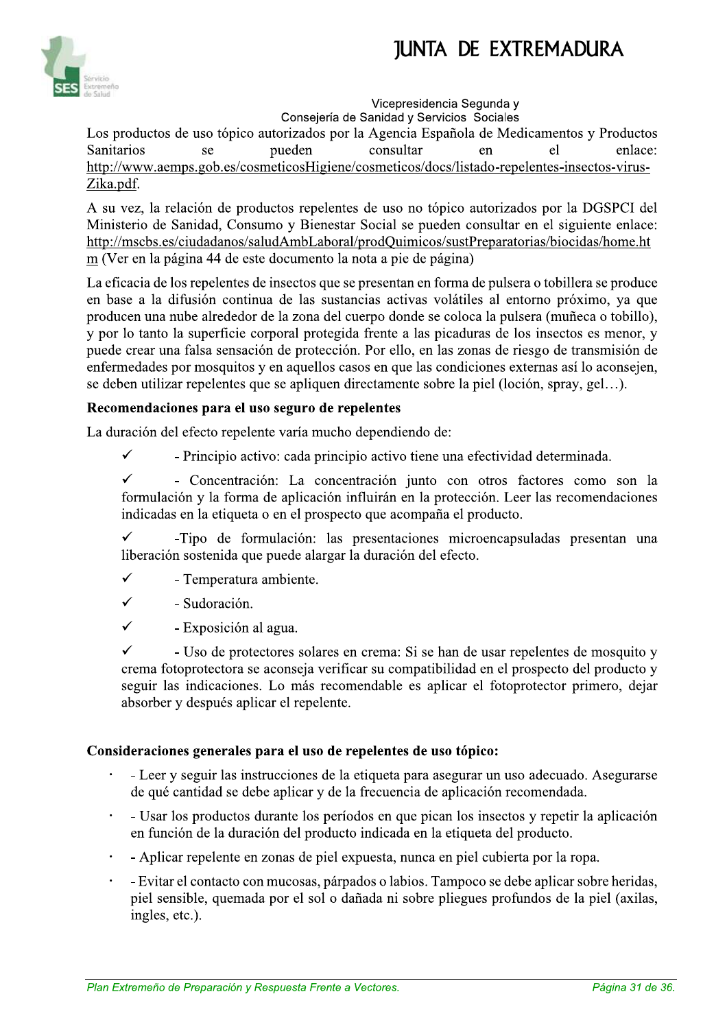Los productos de uso tópico autorizados por la Agencia Española de Medicamentos y Productos Sanitarios se pueden consultar en el enlace: http://www.aemps.gob.es/cosmeticosHigiene/cosmeticos/docs/listado-repelentes-insectos-virus-Zika.pdf.

A su vez, la relación de productos repelentes de uso no tópico autorizados por la DGSPCI del Ministerio de Sanidad, Consumo y Bienestar Social se pueden consultar en el siguiente enlace: http://mscbs.es/ciudadanos/saludAmbLaboral/prodQuimicos/sustPreparatorias/biocidas/home.htm (Ver en la página 44 de este documento la nota a pie de página)

La eficacia de los repelentes de insectos que se presentan en forma de pulsera o tobillera se produce en base a la difusión continua de las sustancias activas volátiles al entorno próximo, ya que producen una nube alrededor de la zona del cuerpo donde se coloca la pulsera (muñeca o tobillo), y por lo tanto la superficie corporal protegida frente a las picaduras de los insectos es menor, y puede crear una falsa sensación de protección. Por ello, en las zonas de riesgo de transmisión de enfermedades por mosquitos y en aquellos casos en que las condiciones externas así lo aconsejen, se deben utilizar repelentes que se apliquen directamente sobre la piel (loción, spray, gel…).

**Recomendaciones para el uso seguro de repelentes**

La duración del efecto repelente varía mucho dependiendo de:

- ✓ - Principio activo: cada principio activo tiene una efectividad determinada.
- ✓ - Concentración: La concentración junto con otros factores como son la formulación y la forma de aplicación influirán en la protección. Leer las recomendaciones indicadas en la etiqueta o en el prospecto que acompaña el producto.
- ✓ -Tipo de formulación: las presentaciones microencapsuladas presentan una liberación sostenida que puede alargar la duración del efecto.
- ✓ - Temperatura ambiente.
- ✓ - Sudoración.
- ✓ - Exposición al agua.
- ✓ - Uso de protectores solares en crema: Si se han de usar repelentes de mosquito y crema fotoprotectora se aconseja verificar su compatibilidad en el prospecto del producto y seguir las indicaciones. Lo más recomendable es aplicar el fotoprotector primero, dejar absorber y después aplicar el repelente.

**Consideraciones generales para el uso de repelentes de uso tópico:**

- - Leer y seguir las instrucciones de la etiqueta para asegurar un uso adecuado. Asegurarse de qué cantidad se debe aplicar y de la frecuencia de aplicación recomendada.
- - Usar los productos durante los períodos en que pican los insectos y repetir la aplicación en función de la duración del producto indicada en la etiqueta del producto.
- - Aplicar repelente en zonas de piel expuesta, nunca en piel cubierta por la ropa.
- - Evitar el contacto con mucosas, párpados o labios. Tampoco se debe aplicar sobre heridas, piel sensible, quemada por el sol o dañada ni sobre pliegues profundos de la piel (axilas, ingles, etc.).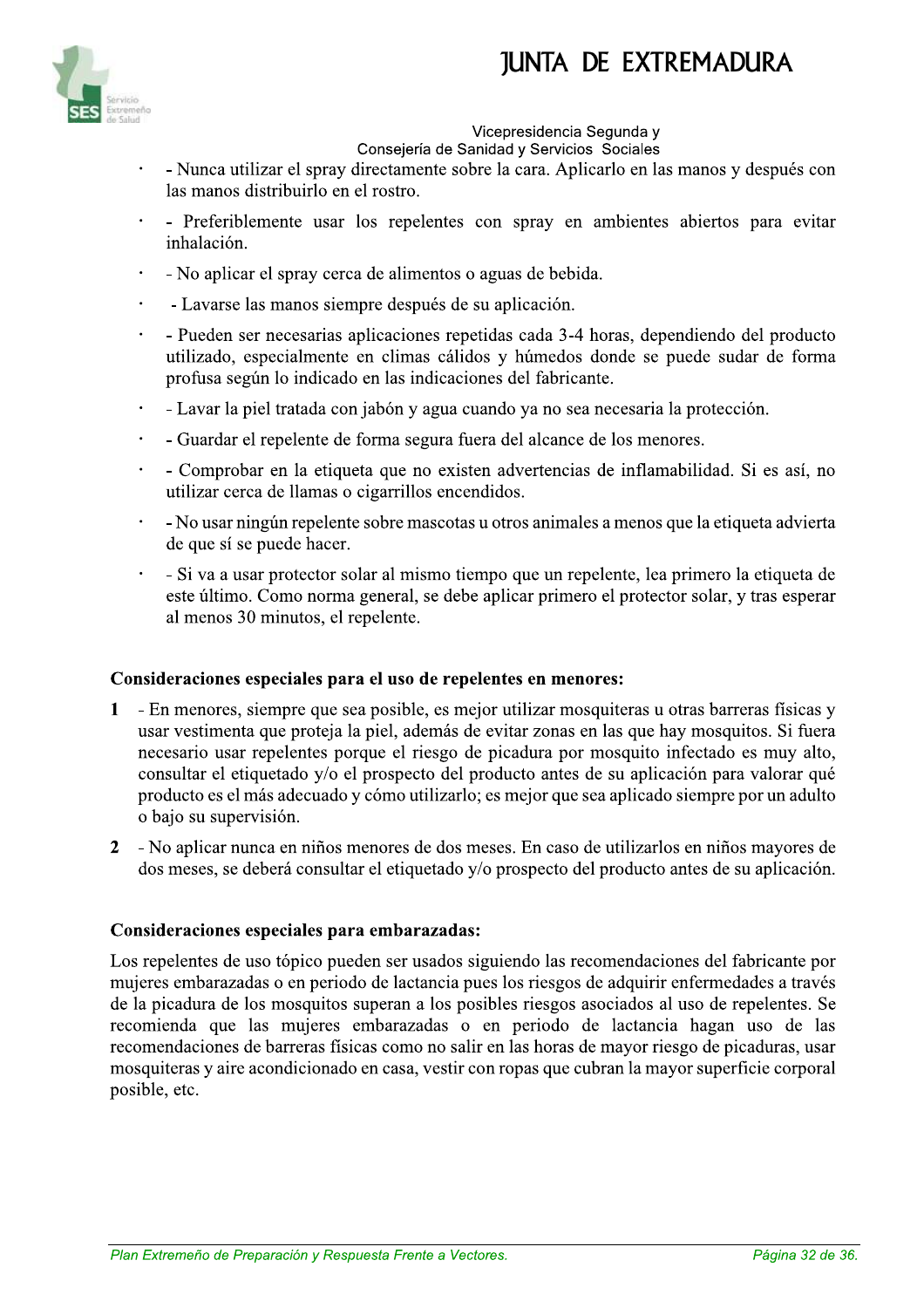- - Nunca utilizar el spray directamente sobre la cara. Aplicarlo en las manos y después con las manos distribuirlo en el rostro.
- - Preferiblemente usar los repelentes con spray en ambientes abiertos para evitar inhalación.
- - No aplicar el spray cerca de alimentos o aguas de bebida.
- - Lavarse las manos siempre después de su aplicación.
- - Pueden ser necesarias aplicaciones repetidas cada 3-4 horas, dependiendo del producto utilizado, especialmente en climas cálidos y húmedos donde se puede sudar de forma profusa según lo indicado en las indicaciones del fabricante.
- - Lavar la piel tratada con jabón y agua cuando ya no sea necesaria la protección.
- - Guardar el repelente de forma segura fuera del alcance de los menores.
- - Comprobar en la etiqueta que no existen advertencias de inflamabilidad. Si es así, no utilizar cerca de llamas o cigarrillos encendidos.
- - No usar ningún repelente sobre mascotas u otros animales a menos que la etiqueta advierta de que sí se puede hacer.
- - Si va a usar protector solar al mismo tiempo que un repelente, lea primero la etiqueta de este último. Como norma general, se debe aplicar primero el protector solar, y tras esperar al menos 30 minutos, el repelente.

**Consideraciones especiales para el uso de repelentes en menores:**

1. - En menores, siempre que sea posible, es mejor utilizar mosquiteras u otras barreras físicas y usar vestimenta que proteja la piel, además de evitar zonas en las que hay mosquitos. Si fuera necesario usar repelentes porque el riesgo de picadura por mosquito infectado es muy alto, consultar el etiquetado y/o el prospecto del producto antes de su aplicación para valorar qué producto es el más adecuado y cómo utilizarlo; es mejor que sea aplicado siempre por un adulto o bajo su supervisión.
2. - No aplicar nunca en niños menores de dos meses. En caso de utilizarlos en niños mayores de dos meses, se deberá consultar el etiquetado y/o prospecto del producto antes de su aplicación.

**Consideraciones especiales para embarazadas:**

Los repelentes de uso tópico pueden ser usados siguiendo las recomendaciones del fabricante por mujeres embarazadas o en periodo de lactancia pues los riesgos de adquirir enfermedades a través de la picadura de los mosquitos superan a los posibles riesgos asociados al uso de repelentes. Se recomienda que las mujeres embarazadas o en periodo de lactancia hagan uso de las recomendaciones de barreras físicas como no salir en las horas de mayor riesgo de picaduras, usar mosquiteras y aire acondicionado en casa, vestir con ropas que cubran la mayor superficie corporal posible, etc.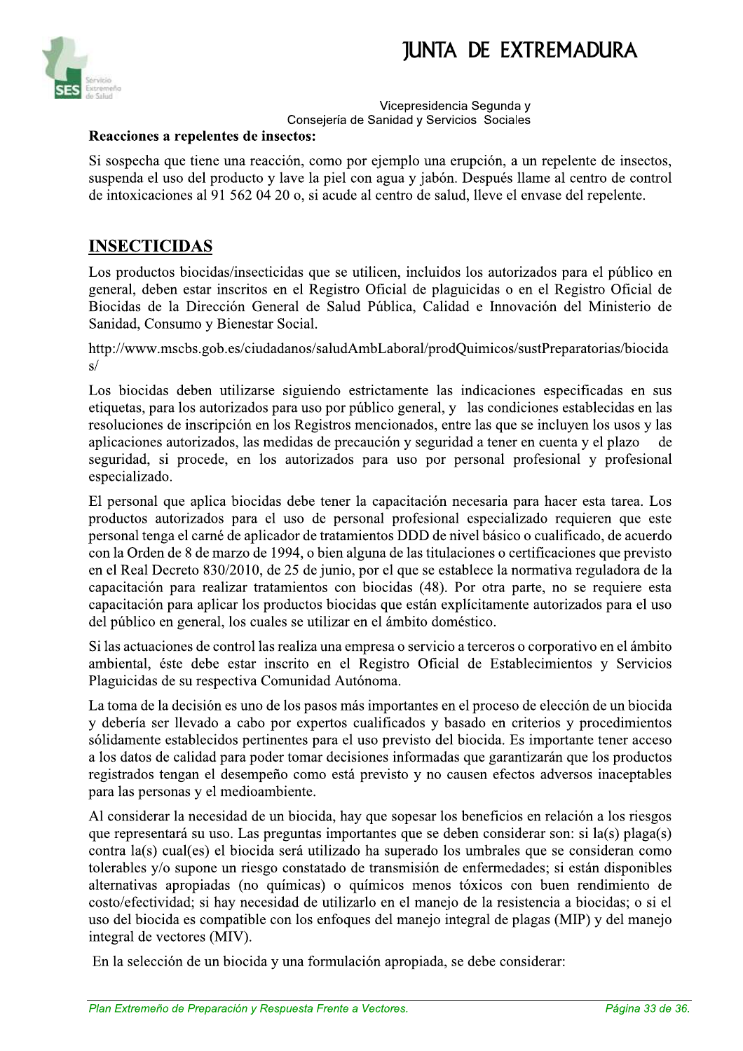**Reacciones a repelentes de insectos:**

Si sospecha que tiene una reacción, como por ejemplo una erupción, a un repelente de insectos, suspenda el uso del producto y lave la piel con agua y jabón. Después llame al centro de control de intoxicaciones al 91 562 04 20 o, si acude al centro de salud, lleve el envase del repelente.

## INSECTICIDAS

Los productos biocidas/insecticidas que se utilicen, incluidos los autorizados para el público en general, deben estar inscritos en el Registro Oficial de plaguicidas o en el Registro Oficial de Biocidas de la Dirección General de Salud Pública, Calidad e Innovación del Ministerio de Sanidad, Consumo y Bienestar Social.

http://www.mscbs.gob.es/ciudadanos/saludAmbLaboral/prodQuimicos/sustPreparatorias/biocidas/

Los biocidas deben utilizarse siguiendo estrictamente las indicaciones especificadas en sus etiquetas, para los autorizados para uso por público general, y las condiciones establecidas en las resoluciones de inscripción en los Registros mencionados, entre las que se incluyen los usos y las aplicaciones autorizados, las medidas de precaución y seguridad a tener en cuenta y el plazo de seguridad, si procede, en los autorizados para uso por personal profesional y profesional especializado.

El personal que aplica biocidas debe tener la capacitación necesaria para hacer esta tarea. Los productos autorizados para el uso de personal profesional especializado requieren que este personal tenga el carné de aplicador de tratamientos DDD de nivel básico o cualificado, de acuerdo con la Orden de 8 de marzo de 1994, o bien alguna de las titulaciones o certificaciones que previsto en el Real Decreto 830/2010, de 25 de junio, por el que se establece la normativa reguladora de la capacitación para realizar tratamientos con biocidas (48). Por otra parte, no se requiere esta capacitación para aplicar los productos biocidas que están explícitamente autorizados para el uso del público en general, los cuales se utilizar en el ámbito doméstico.

Si las actuaciones de control las realiza una empresa o servicio a terceros o corporativo en el ámbito ambiental, éste debe estar inscrito en el Registro Oficial de Establecimientos y Servicios Plaguicidas de su respectiva Comunidad Autónoma.

La toma de la decisión es uno de los pasos más importantes en el proceso de elección de un biocida y debería ser llevado a cabo por expertos cualificados y basado en criterios y procedimientos sólidamente establecidos pertinentes para el uso previsto del biocida. Es importante tener acceso a los datos de calidad para poder tomar decisiones informadas que garantizarán que los productos registrados tengan el desempeño como está previsto y no causen efectos adversos inaceptables para las personas y el medioambiente.

Al considerar la necesidad de un biocida, hay que sopesar los beneficios en relación a los riesgos que representará su uso. Las preguntas importantes que se deben considerar son: si la(s) plaga(s) contra la(s) cual(es) el biocida será utilizado ha superado los umbrales que se consideran como tolerables y/o supone un riesgo constatado de transmisión de enfermedades; si están disponibles alternativas apropiadas (no químicas) o químicos menos tóxicos con buen rendimiento de costo/efectividad; si hay necesidad de utilizarlo en el manejo de la resistencia a biocidas; o si el uso del biocida es compatible con los enfoques del manejo integral de plagas (MIP) y del manejo integral de vectores (MIV).

En la selección de un biocida y una formulación apropiada, se debe considerar: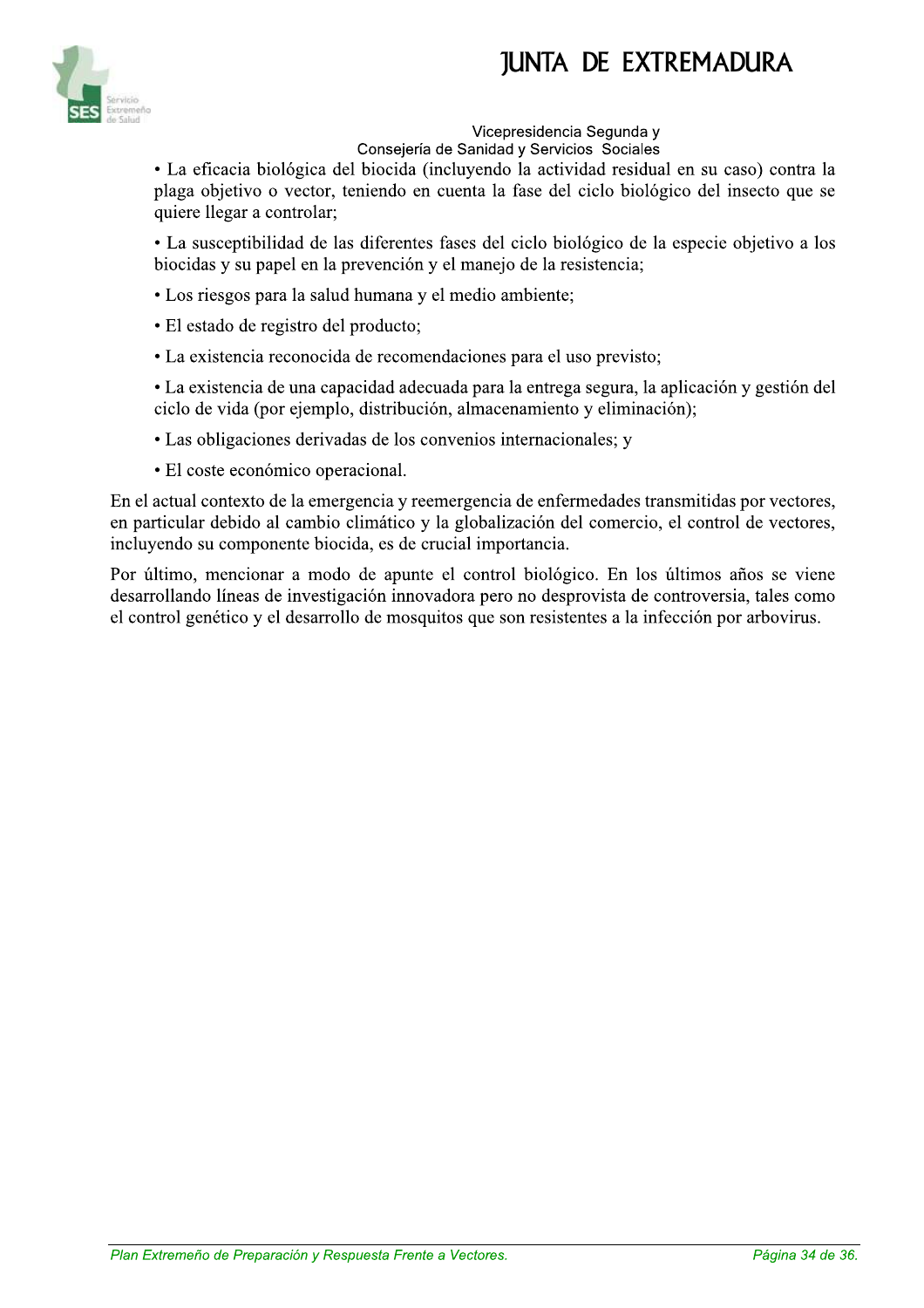- La eficacia biológica del biocida (incluyendo la actividad residual en su caso) contra la plaga objetivo o vector, teniendo en cuenta la fase del ciclo biológico del insecto que se quiere llegar a controlar;
- La susceptibilidad de las diferentes fases del ciclo biológico de la especie objetivo a los biocidas y su papel en la prevención y el manejo de la resistencia;
- Los riesgos para la salud humana y el medio ambiente;
- El estado de registro del producto;
- La existencia reconocida de recomendaciones para el uso previsto;
- La existencia de una capacidad adecuada para la entrega segura, la aplicación y gestión del ciclo de vida (por ejemplo, distribución, almacenamiento y eliminación);
- Las obligaciones derivadas de los convenios internacionales; y
- El coste económico operacional.

En el actual contexto de la emergencia y reemergencia de enfermedades transmitidas por vectores, en particular debido al cambio climático y la globalización del comercio, el control de vectores, incluyendo su componente biocida, es de crucial importancia.

Por último, mencionar a modo de apunte el control biológico. En los últimos años se viene desarrollando líneas de investigación innovadora pero no desprovista de controversia, tales como el control genético y el desarrollo de mosquitos que son resistentes a la infección por arbovirus.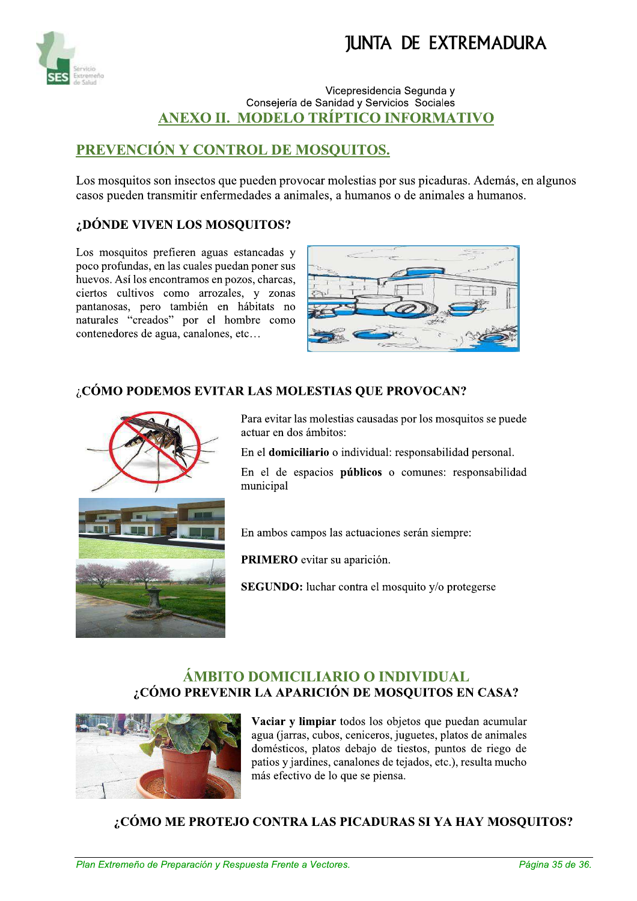## ANEXO II. MODELO TRÍPTICO INFORMATIVO

## PREVENCIÓN Y CONTROL DE MOSQUITOS.

Los mosquitos son insectos que pueden provocar molestias por sus picaduras. Además, en algunos casos pueden transmitir enfermedades a animales, a humanos o de animales a humanos.

### ¿DÓNDE VIVEN LOS MOSQUITOS?

Los mosquitos prefieren aguas estancadas y poco profundas, en las cuales puedan poner sus huevos. Así los encontramos en pozos, charcas, ciertos cultivos como arrozales, y zonas pantanosas, pero también en hábitats no naturales "creados" por el hombre como contenedores de agua, canalones, etc…

### ¿CÓMO PODEMOS EVITAR LAS MOLESTIAS QUE PROVOCAN?

Para evitar las molestias causadas por los mosquitos se puede actuar en dos ámbitos:

En el **domiciliario** o individual: responsabilidad personal.

En el de espacios **públicos** o comunes: responsabilidad municipal

En ambos campos las actuaciones serán siempre:

**PRIMERO** evitar su aparición.

**SEGUNDO:** luchar contra el mosquito y/o protegerse

## ÁMBITO DOMICILIARIO O INDIVIDUAL

### ¿CÓMO PREVENIR LA APARICIÓN DE MOSQUITOS EN CASA?

**Vaciar y limpiar** todos los objetos que puedan acumular agua (jarras, cubos, ceniceros, juguetes, platos de animales domésticos, platos debajo de tiestos, puntos de riego de patios y jardines, canalones de tejados, etc.), resulta mucho más efectivo de lo que se piensa.

### ¿CÓMO ME PROTEJO CONTRA LAS PICADURAS SI YA HAY MOSQUITOS?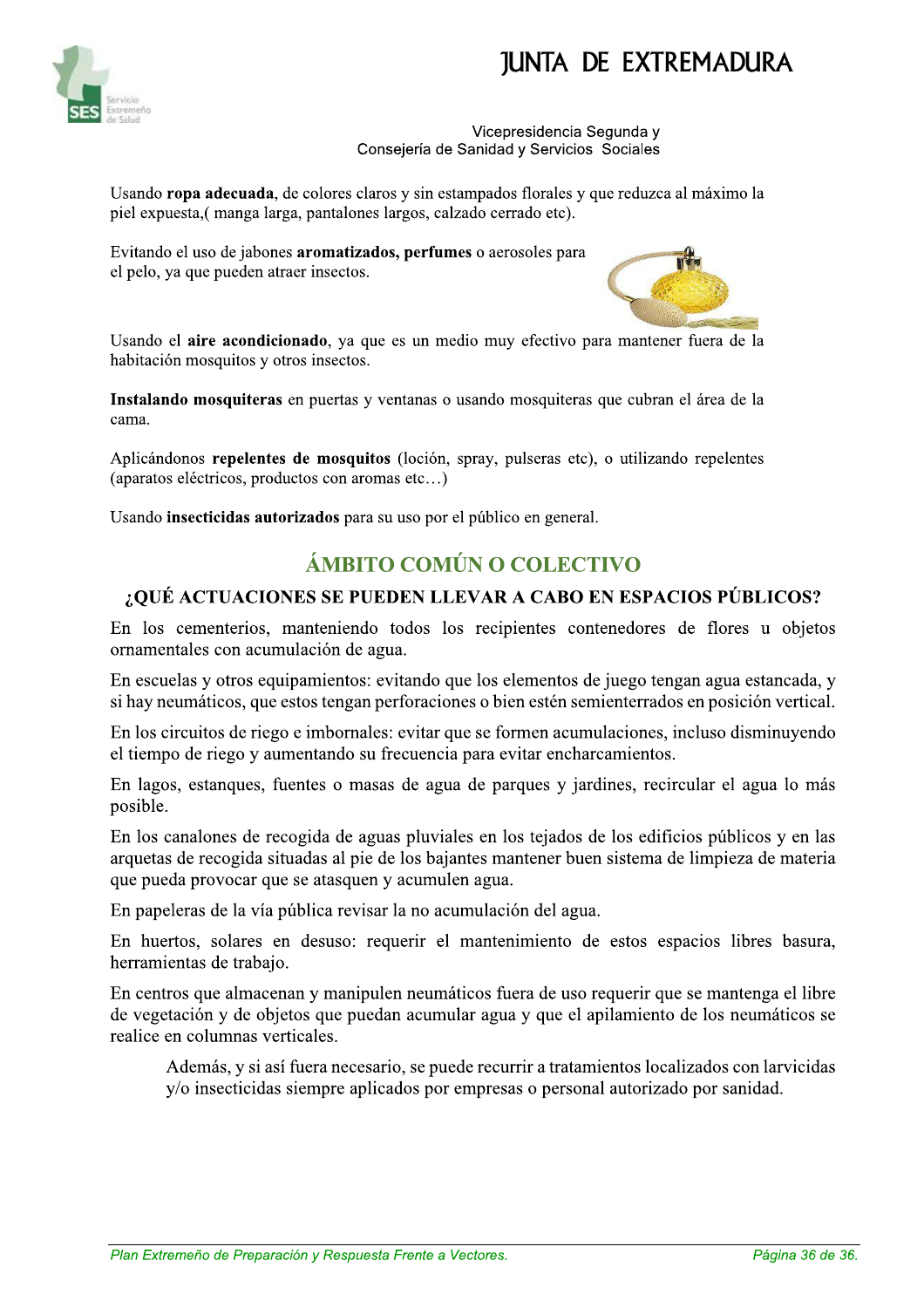Usando **ropa adecuada**, de colores claros y sin estampados florales y que reduzca al máximo la piel expuesta,( manga larga, pantalones largos, calzado cerrado etc).

Evitando el uso de jabones **aromatizados, perfumes** o aerosoles para el pelo, ya que pueden atraer insectos.

Usando el **aire acondicionado**, ya que es un medio muy efectivo para mantener fuera de la habitación mosquitos y otros insectos.

**Instalando mosquiteras** en puertas y ventanas o usando mosquiteras que cubran el área de la cama.

Aplicándonos **repelentes de mosquitos** (loción, spray, pulseras etc), o utilizando repelentes (aparatos eléctricos, productos con aromas etc…)

Usando **insecticidas autorizados** para su uso por el público en general.

## ÁMBITO COMÚN O COLECTIVO

### ¿QUÉ ACTUACIONES SE PUEDEN LLEVAR A CABO EN ESPACIOS PÚBLICOS?

En los cementerios, manteniendo todos los recipientes contenedores de flores u objetos ornamentales con acumulación de agua.

En escuelas y otros equipamientos: evitando que los elementos de juego tengan agua estancada, y si hay neumáticos, que estos tengan perforaciones o bien estén semienterrados en posición vertical.

En los circuitos de riego e imbornales: evitar que se formen acumulaciones, incluso disminuyendo el tiempo de riego y aumentando su frecuencia para evitar encharcamientos.

En lagos, estanques, fuentes o masas de agua de parques y jardines, recircular el agua lo más posible.

En los canalones de recogida de aguas pluviales en los tejados de los edificios públicos y en las arquetas de recogida situadas al pie de los bajantes mantener buen sistema de limpieza de materia que pueda provocar que se atasquen y acumulen agua.

En papeleras de la vía pública revisar la no acumulación del agua.

En huertos, solares en desuso: requerir el mantenimiento de estos espacios libres basura, herramientas de trabajo.

En centros que almacenan y manipulen neumáticos fuera de uso requerir que se mantenga el libre de vegetación y de objetos que puedan acumular agua y que el apilamiento de los neumáticos se realice en columnas verticales.

> Además, y si así fuera necesario, se puede recurrir a tratamientos localizados con larvicidas y/o insecticidas siempre aplicados por empresas o personal autorizado por sanidad.